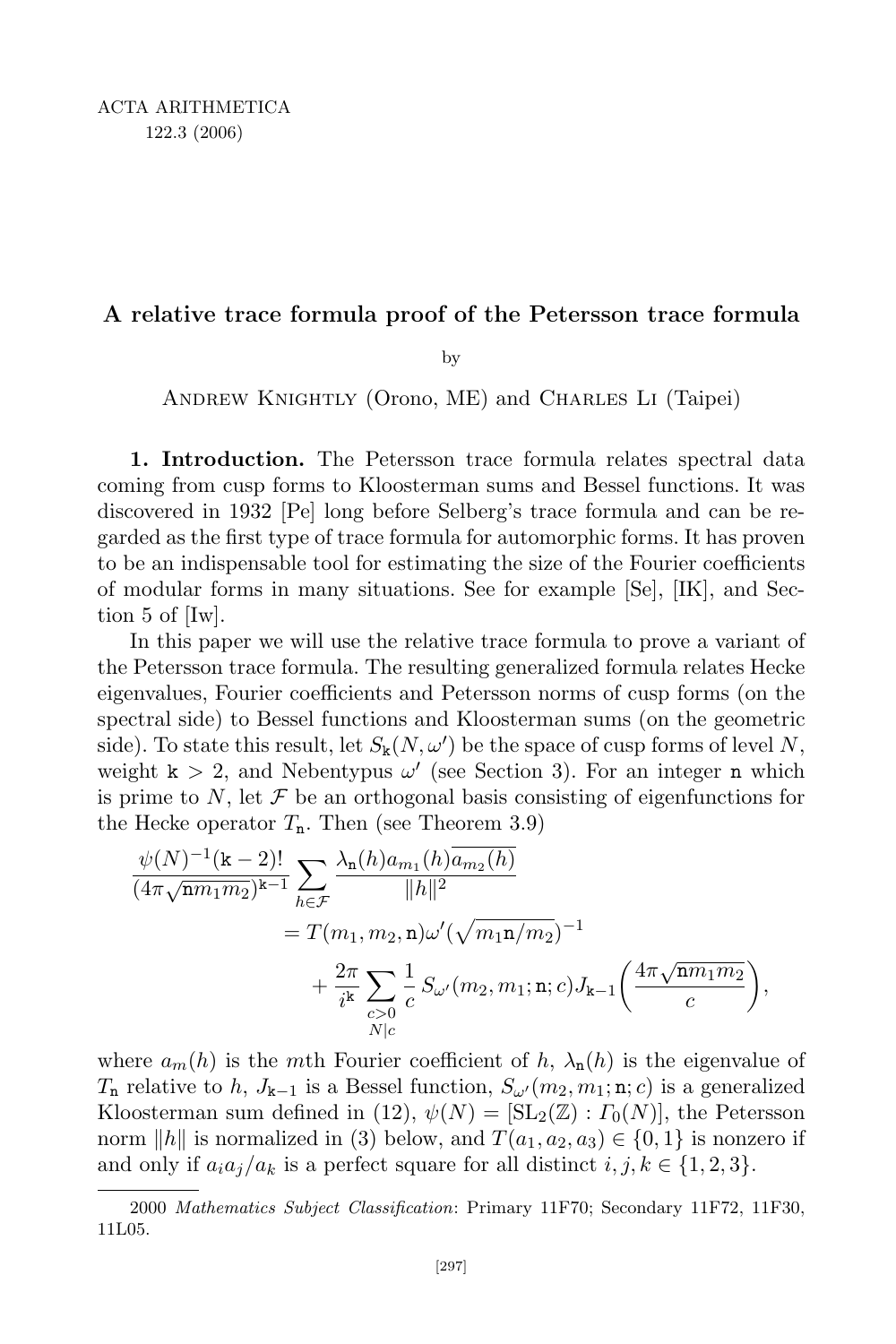# A relative trace formula proof of the Petersson trace formula

by

Andrew Knightly (Orono, ME) and Charles Li (Taipei)

**1. Introduction.** The Petersson trace formula relates spectral data coming from cusp forms to Kloosterman sums and Bessel functions. It was discovered in 1932 [Pe] long before Selberg's trace formula and can be regarded as the first type of trace formula for automorphic forms. It has proven to be an indispensable tool for estimating the size of the Fourier coefficients of modular forms in many situations. See for example [Se], [IK], and Section 5 of [Iw].

In this paper we will use the relative trace formula to prove a variant of the Petersson trace formula. The resulting generalized formula relates Hecke eigenvalues, Fourier coefficients and Petersson norms of cusp forms (on the spectral side) to Bessel functions and Kloosterman sums (on the geometric side). To state this result, let $S_{\mathtt{k}}(N,\omega')$ be the space of cusp forms of level $N$, weight $\mathtt{k} > 2$, and Nebentypus $\omega'$ (see Section 3). For an integer $\mathtt{n}$ which is prime to $N$, let $\mathcal{F}$ be an orthogonal basis consisting of eigenfunctions for the Hecke operator $T_{\mathtt{n}}$. Then (see Theorem 3.9)

$$\frac{\psi(N)^{-1}(\mathtt{k}-2)!}{(4\pi\sqrt{\mathtt{n}m_1m_2})^{\mathtt{k}-1}}\sum_{h\in\mathcal{F}}\frac{\lambda_{\mathtt{n}}(h)a_{m_1}(h)\overline{a_{m_2}(h)}}{\|h\|^2}$$
$$= T(m_1,m_2,\mathtt{n})\omega'(\sqrt{m_1\mathtt{n}/m_2})^{-1} + \frac{2\pi}{i^{\mathtt{k}}}\sum_{\substack{c>0\\N|c}}\frac{1}{c}\,S_{\omega'}(m_2,m_1;\mathtt{n};c)J_{\mathtt{k}-1}\bigg(\frac{4\pi\sqrt{\mathtt{n}m_1m_2}}{c}\bigg),$$

where $a_m(h)$ is the $m$th Fourier coefficient of $h$, $\lambda_{\mathtt{n}}(h)$ is the eigenvalue of $T_{\mathtt{n}}$ relative to $h$, $J_{\mathtt{k}-1}$ is a Bessel function, $S_{\omega'}(m_2,m_1;\mathtt{n};c)$ is a generalized Kloosterman sum defined in (12), $\psi(N) = [\mathrm{SL}_2(\mathbb{Z}) : \Gamma_0(N)]$, the Petersson norm $\|h\|$ is normalized in (3) below, and $T(a_1,a_2,a_3) \in \{0,1\}$ is nonzero if and only if $a_ia_j/a_k$ is a perfect square for all distinct $i,j,k \in \{1,2,3\}$.

---

2000 *Mathematics Subject Classification*: Primary 11F70; Secondary 11F72, 11F30, 11L05.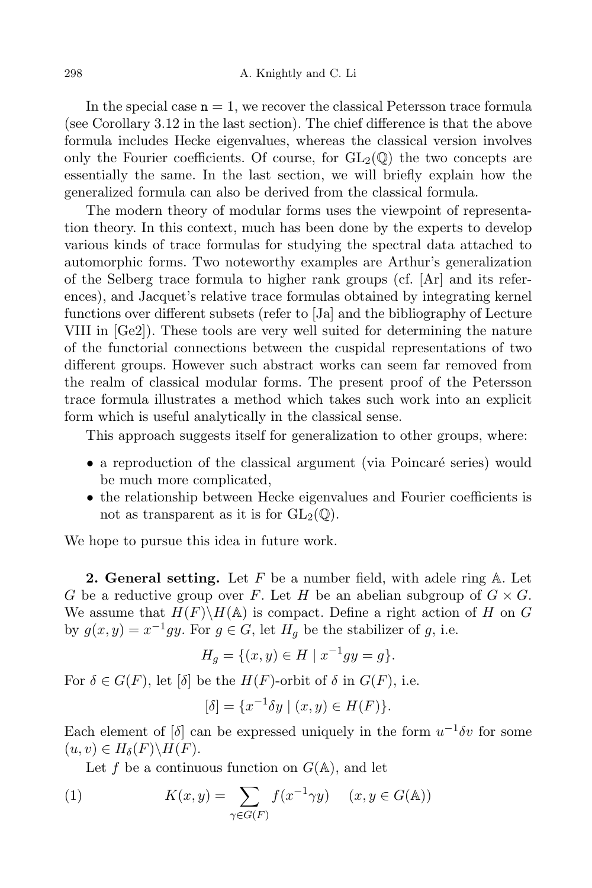In the special case $\mathtt{n} = 1$, we recover the classical Petersson trace formula (see Corollary 3.12 in the last section). The chief difference is that the above formula includes Hecke eigenvalues, whereas the classical version involves only the Fourier coefficients. Of course, for $\mathrm{GL}_2(\mathbb{Q})$ the two concepts are essentially the same. In the last section, we will briefly explain how the generalized formula can also be derived from the classical formula.

The modern theory of modular forms uses the viewpoint of representation theory. In this context, much has been done by the experts to develop various kinds of trace formulas for studying the spectral data attached to automorphic forms. Two noteworthy examples are Arthur's generalization of the Selberg trace formula to higher rank groups (cf. [Ar] and its references), and Jacquet's relative trace formulas obtained by integrating kernel functions over different subsets (refer to [Ja] and the bibliography of Lecture VIII in [Ge2]). These tools are very well suited for determining the nature of the functorial connections between the cuspidal representations of two different groups. However such abstract works can seem far removed from the realm of classical modular forms. The present proof of the Petersson trace formula illustrates a method which takes such work into an explicit form which is useful analytically in the classical sense.

This approach suggests itself for generalization to other groups, where:

- a reproduction of the classical argument (via Poincaré series) would be much more complicated,
- the relationship between Hecke eigenvalues and Fourier coefficients is not as transparent as it is for $\mathrm{GL}_2(\mathbb{Q})$.

We hope to pursue this idea in future work.

**2. General setting.** Let $F$ be a number field, with adele ring $\mathbb{A}$. Let $G$ be a reductive group over $F$. Let $H$ be an abelian subgroup of $G \times G$. We assume that $H(F)\backslash H(\mathbb{A})$ is compact. Define a right action of $H$ on $G$ by $g(x, y) = x^{-1}gy$. For $g \in G$, let $H_g$ be the stabilizer of $g$, i.e.

$$H_g = \{(x, y) \in H \mid x^{-1}gy = g\}.$$

For $\delta \in G(F)$, let $[\delta]$ be the $H(F)$-orbit of $\delta$ in $G(F)$, i.e.

$$[\delta] = \{x^{-1}\delta y \mid (x, y) \in H(F)\}.$$

Each element of $[\delta]$ can be expressed uniquely in the form $u^{-1}\delta v$ for some $(u, v) \in H_\delta(F)\backslash H(F)$.

Let $f$ be a continuous function on $G(\mathbb{A})$, and let

$$K(x, y) = \sum_{\gamma \in G(F)} f(x^{-1}\gamma y) \quad (x, y \in G(\mathbb{A})) \tag{1}$$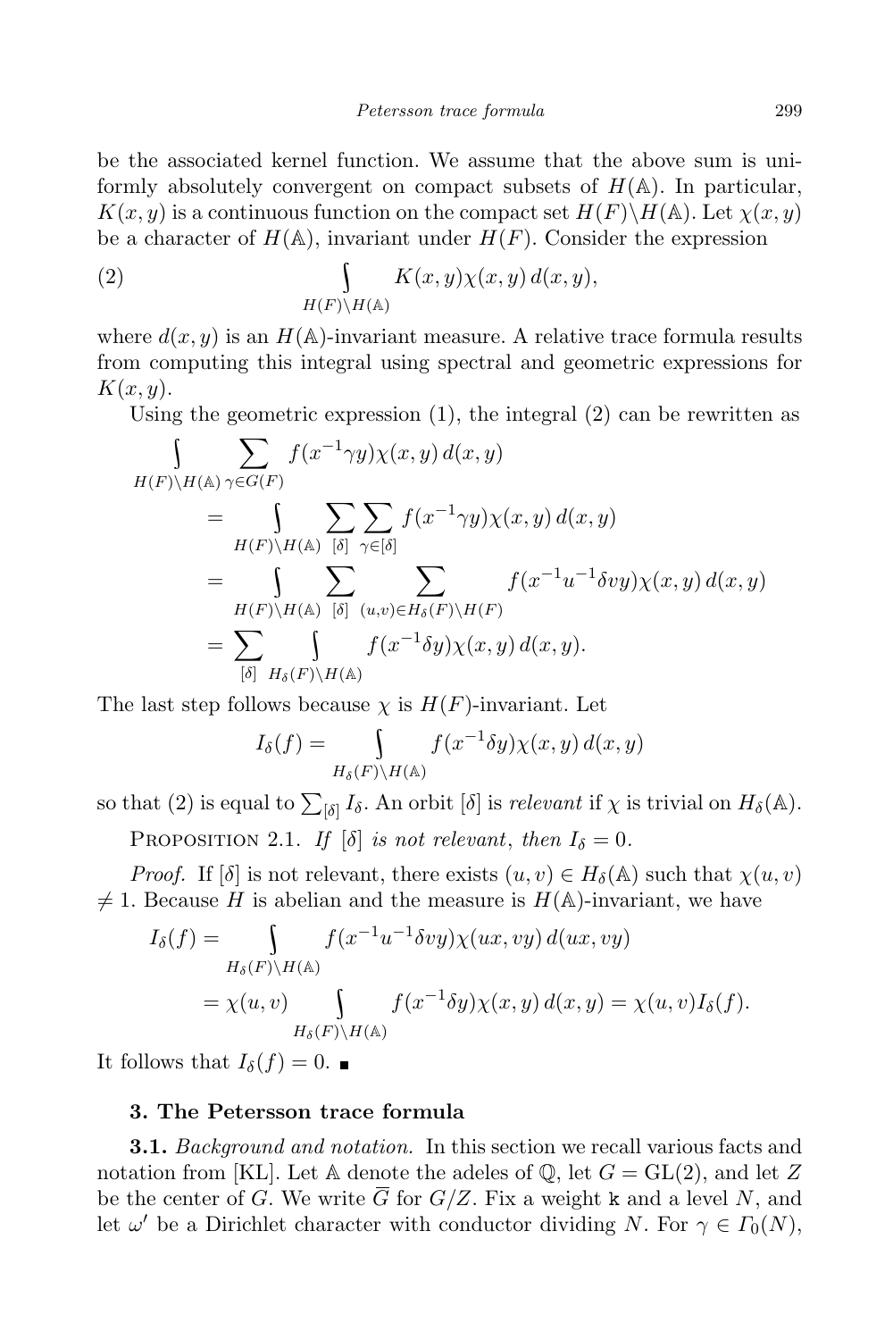be the associated kernel function. We assume that the above sum is uniformly absolutely convergent on compact subsets of $H(\mathbb{A})$. In particular, $K(x,y)$ is a continuous function on the compact set $H(F)\backslash H(\mathbb{A})$. Let $\chi(x,y)$ be a character of $H(\mathbb{A})$, invariant under $H(F)$. Consider the expression

$$\int_{H(F)\backslash H(\mathbb{A})} K(x,y)\chi(x,y)\,d(x,y), \tag{2}$$

where $d(x,y)$ is an $H(\mathbb{A})$-invariant measure. A relative trace formula results from computing this integral using spectral and geometric expressions for $K(x,y)$.

Using the geometric expression (1), the integral (2) can be rewritten as

$$\begin{aligned}
&\int_{H(F)\backslash H(\mathbb{A})} \sum_{\gamma\in G(F)} f(x^{-1}\gamma y)\chi(x,y)\,d(x,y) \\
&\quad = \int_{H(F)\backslash H(\mathbb{A})} \sum_{[\delta]} \sum_{\gamma\in[\delta]} f(x^{-1}\gamma y)\chi(x,y)\,d(x,y) \\
&\quad = \int_{H(F)\backslash H(\mathbb{A})} \sum_{[\delta]} \sum_{(u,v)\in H_\delta(F)\backslash H(F)} f(x^{-1}u^{-1}\delta v y)\chi(x,y)\,d(x,y) \\
&\quad = \sum_{[\delta]} \int_{H_\delta(F)\backslash H(\mathbb{A})} f(x^{-1}\delta y)\chi(x,y)\,d(x,y).
\end{aligned}$$

The last step follows because $\chi$ is $H(F)$-invariant. Let

$$I_\delta(f) = \int_{H_\delta(F)\backslash H(\mathbb{A})} f(x^{-1}\delta y)\chi(x,y)\,d(x,y)$$

so that (2) is equal to $\sum_{[\delta]} I_\delta$. An orbit $[\delta]$ is *relevant* if $\chi$ is trivial on $H_\delta(\mathbb{A})$.

Proposition 2.1. *If* $[\delta]$ *is not relevant*, *then* $I_\delta = 0$.

*Proof.* If $[\delta]$ is not relevant, there exists $(u,v)\in H_\delta(\mathbb{A})$ such that $\chi(u,v) \neq 1$. Because $H$ is abelian and the measure is $H(\mathbb{A})$-invariant, we have

$$\begin{aligned}
I_\delta(f) &= \int_{H_\delta(F)\backslash H(\mathbb{A})} f(x^{-1}u^{-1}\delta v y)\chi(ux,vy)\,d(ux,vy) \\
&= \chi(u,v) \int_{H_\delta(F)\backslash H(\mathbb{A})} f(x^{-1}\delta y)\chi(x,y)\,d(x,y) = \chi(u,v) I_\delta(f).
\end{aligned}$$

It follows that $I_\delta(f) = 0$. ∎

## 3. The Petersson trace formula

**3.1.** *Background and notation.* In this section we recall various facts and notation from [KL]. Let $\mathbb{A}$ denote the adeles of $\mathbb{Q}$, let $G = \mathrm{GL}(2)$, and let $Z$ be the center of $G$. We write $\overline{G}$ for $G/Z$. Fix a weight $\mathtt{k}$ and a level $N$, and let $\omega'$ be a Dirichlet character with conductor dividing $N$. For $\gamma \in \Gamma_0(N)$,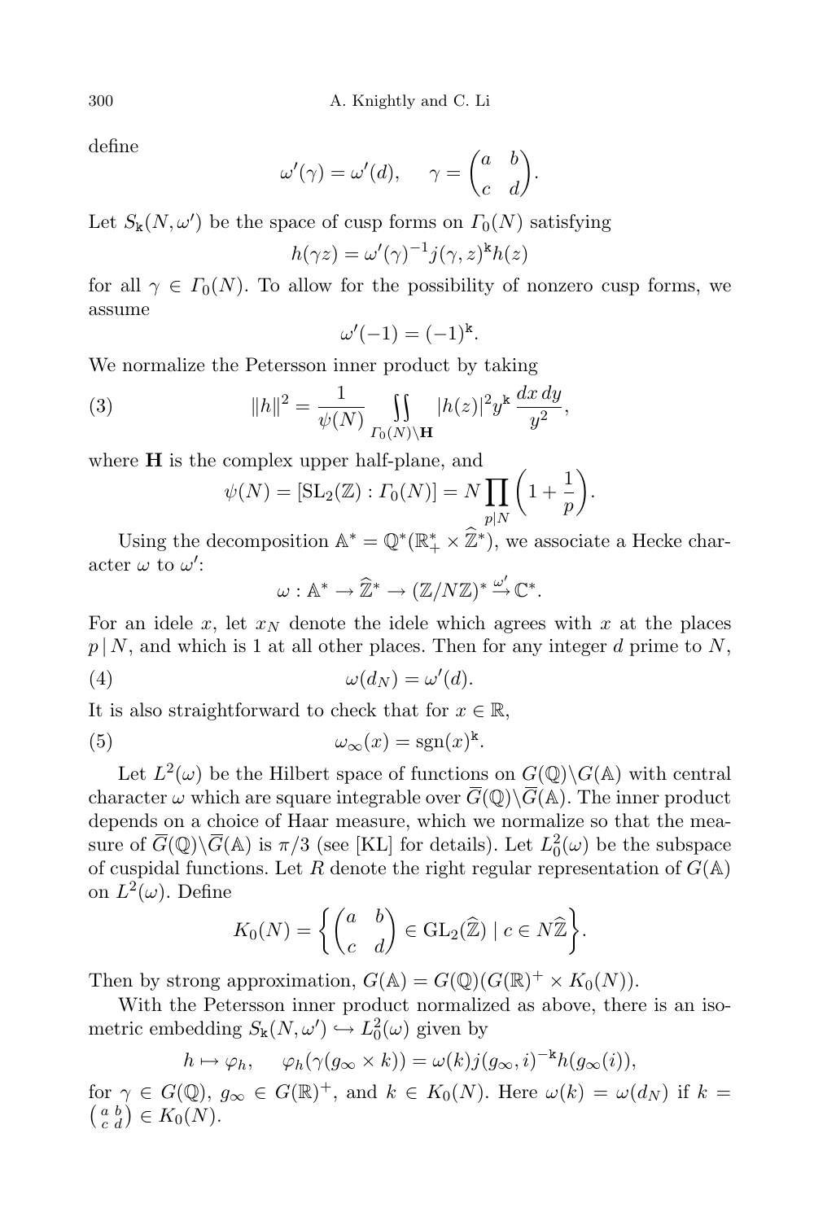define

$$\omega'(\gamma) = \omega'(d), \qquad \gamma = \begin{pmatrix} a & b \\ c & d \end{pmatrix}.$$

Let $S_{\mathtt{k}}(N, \omega')$ be the space of cusp forms on $\Gamma_0(N)$ satisfying

$$h(\gamma z) = \omega'(\gamma)^{-1} j(\gamma, z)^{\mathtt{k}} h(z)$$

for all $\gamma \in \Gamma_0(N)$. To allow for the possibility of nonzero cusp forms, we assume

$$\omega'(-1) = (-1)^{\mathtt{k}}.$$

We normalize the Petersson inner product by taking

$$\|h\|^2 = \frac{1}{\psi(N)} \iint\limits_{\Gamma_0(N)\backslash \mathbf{H}} |h(z)|^2 y^{\mathtt{k}} \, \frac{dx\,dy}{y^2}, \tag{3}$$

where $\mathbf{H}$ is the complex upper half-plane, and

$$\psi(N) = [\mathrm{SL}_2(\mathbb{Z}) : \Gamma_0(N)] = N \prod_{p \mid N} \left(1 + \frac{1}{p}\right).$$

Using the decomposition $\mathbb{A}^* = \mathbb{Q}^*(\mathbb{R}_+^* \times \widehat{\mathbb{Z}}^*)$, we associate a Hecke character $\omega$ to $\omega'$:

$$\omega : \mathbb{A}^* \to \widehat{\mathbb{Z}}^* \to (\mathbb{Z}/N\mathbb{Z})^* \xrightarrow{\omega'} \mathbb{C}^*.$$

For an idele $x$, let $x_N$ denote the idele which agrees with $x$ at the places $p \mid N$, and which is 1 at all other places. Then for any integer $d$ prime to $N$,

$$\omega(d_N) = \omega'(d). \tag{4}$$

It is also straightforward to check that for $x \in \mathbb{R}$,

$$\omega_\infty(x) = \mathrm{sgn}(x)^{\mathtt{k}}. \tag{5}$$

Let $L^2(\omega)$ be the Hilbert space of functions on $G(\mathbb{Q})\backslash G(\mathbb{A})$ with central character $\omega$ which are square integrable over $\overline{G}(\mathbb{Q})\backslash \overline{G}(\mathbb{A})$. The inner product depends on a choice of Haar measure, which we normalize so that the measure of $\overline{G}(\mathbb{Q})\backslash \overline{G}(\mathbb{A})$ is $\pi/3$ (see [KL] for details). Let $L_0^2(\omega)$ be the subspace of cuspidal functions. Let $R$ denote the right regular representation of $G(\mathbb{A})$ on $L^2(\omega)$. Define

$$K_0(N) = \left\{ \begin{pmatrix} a & b \\ c & d \end{pmatrix} \in \mathrm{GL}_2(\widehat{\mathbb{Z}}) \mid c \in N\widehat{\mathbb{Z}} \right\}.$$

Then by strong approximation, $G(\mathbb{A}) = G(\mathbb{Q})(G(\mathbb{R})^+ \times K_0(N))$.

With the Petersson inner product normalized as above, there is an isometric embedding $S_{\mathtt{k}}(N, \omega') \hookrightarrow L_0^2(\omega)$ given by

$$h \mapsto \varphi_h, \quad \varphi_h(\gamma(g_\infty \times k)) = \omega(k) j(g_\infty, i)^{-\mathtt{k}} h(g_\infty(i)),$$

for $\gamma \in G(\mathbb{Q})$, $g_\infty \in G(\mathbb{R})^+$, and $k \in K_0(N)$. Here $\omega(k) = \omega(d_N)$ if $k = \left(\begin{smallmatrix} a & b \\ c & d \end{smallmatrix}\right) \in K_0(N)$.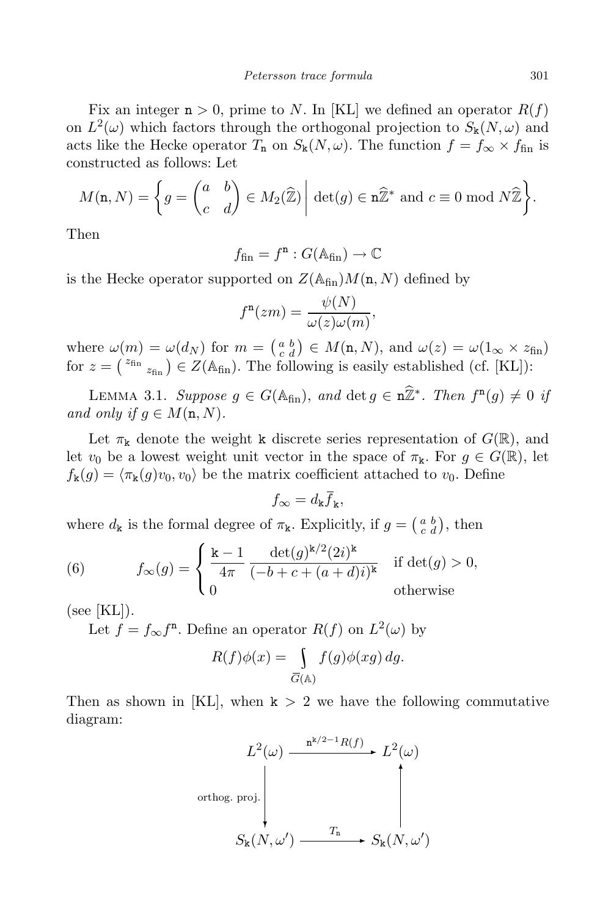Fix an integer $\mathtt{n} > 0$, prime to $N$. In [KL] we defined an operator $R(f)$ on $L^2(\omega)$ which factors through the orthogonal projection to $S_{\mathtt{k}}(N,\omega)$ and acts like the Hecke operator $T_{\mathtt{n}}$ on $S_{\mathtt{k}}(N,\omega)$. The function $f = f_\infty \times f_{\text{fin}}$ is constructed as follows: Let

$$M(\mathtt{n},N) = \left\{ g = \begin{pmatrix} a & b \\ c & d \end{pmatrix} \in M_2(\widehat{\mathbb{Z}}) \;\middle|\; \det(g) \in \mathtt{n}\widehat{\mathbb{Z}}^* \text{ and } c \equiv 0 \bmod N\widehat{\mathbb{Z}} \right\}.$$

Then

$$f_{\text{fin}} = f^{\mathtt{n}} : G(\mathbb{A}_{\text{fin}}) \to \mathbb{C}$$

is the Hecke operator supported on $Z(\mathbb{A}_{\text{fin}})M(\mathtt{n},N)$ defined by

$$f^{\mathtt{n}}(zm) = \frac{\psi(N)}{\omega(z)\omega(m)},$$

where $\omega(m) = \omega(d_N)$ for $m = \left(\begin{smallmatrix} a & b \\ c & d \end{smallmatrix}\right) \in M(\mathtt{n},N)$, and $\omega(z) = \omega(1_\infty \times z_{\text{fin}})$ for $z = \left(\begin{smallmatrix} z_{\text{fin}} & \\ & z_{\text{fin}} \end{smallmatrix}\right) \in Z(\mathbb{A}_{\text{fin}})$. The following is easily established (cf. [KL]):

Lemma 3.1. *Suppose $g \in G(\mathbb{A}_{\text{fin}})$, and $\det g \in \mathtt{n}\widehat{\mathbb{Z}}^*$. Then $f^{\mathtt{n}}(g) \neq 0$ if and only if $g \in M(\mathtt{n},N)$.*

Let $\pi_{\mathtt{k}}$ denote the weight $\mathtt{k}$ discrete series representation of $G(\mathbb{R})$, and let $v_0$ be a lowest weight unit vector in the space of $\pi_{\mathtt{k}}$. For $g \in G(\mathbb{R})$, let $f_{\mathtt{k}}(g) = \langle \pi_{\mathtt{k}}(g)v_0, v_0\rangle$ be the matrix coefficient attached to $v_0$. Define

$$f_\infty = d_{\mathtt{k}} \overline{f}_{\mathtt{k}},$$

where $d_{\mathtt{k}}$ is the formal degree of $\pi_{\mathtt{k}}$. Explicitly, if $g = \left(\begin{smallmatrix} a & b \\ c & d \end{smallmatrix}\right)$, then

$$f_\infty(g) = \begin{cases} \dfrac{\mathtt{k}-1}{4\pi} \, \dfrac{\det(g)^{\mathtt{k}/2}(2i)^{\mathtt{k}}}{(-b+c+(a+d)i)^{\mathtt{k}}} & \text{if } \det(g) > 0, \\ 0 & \text{otherwise} \end{cases} \tag{6}$$

(see [KL]).

Let $f = f_\infty f^{\mathtt{n}}$. Define an operator $R(f)$ on $L^2(\omega)$ by

$$R(f)\phi(x) = \int\limits_{\overline{G}(\mathbb{A})} f(g)\phi(xg)\,dg.$$

Then as shown in [KL], when $\mathtt{k} > 2$ we have the following commutative diagram:

$$\begin{array}{ccc} L^2(\omega) & \xrightarrow{\mathtt{n}^{\mathtt{k}/2-1}R(f)} & L^2(\omega) \\ \Big\downarrow{\scriptstyle \text{orthog. proj.}} & & \Big\uparrow \\ S_{\mathtt{k}}(N,\omega') & \xrightarrow{T_{\mathtt{n}}} & S_{\mathtt{k}}(N,\omega') \end{array}$$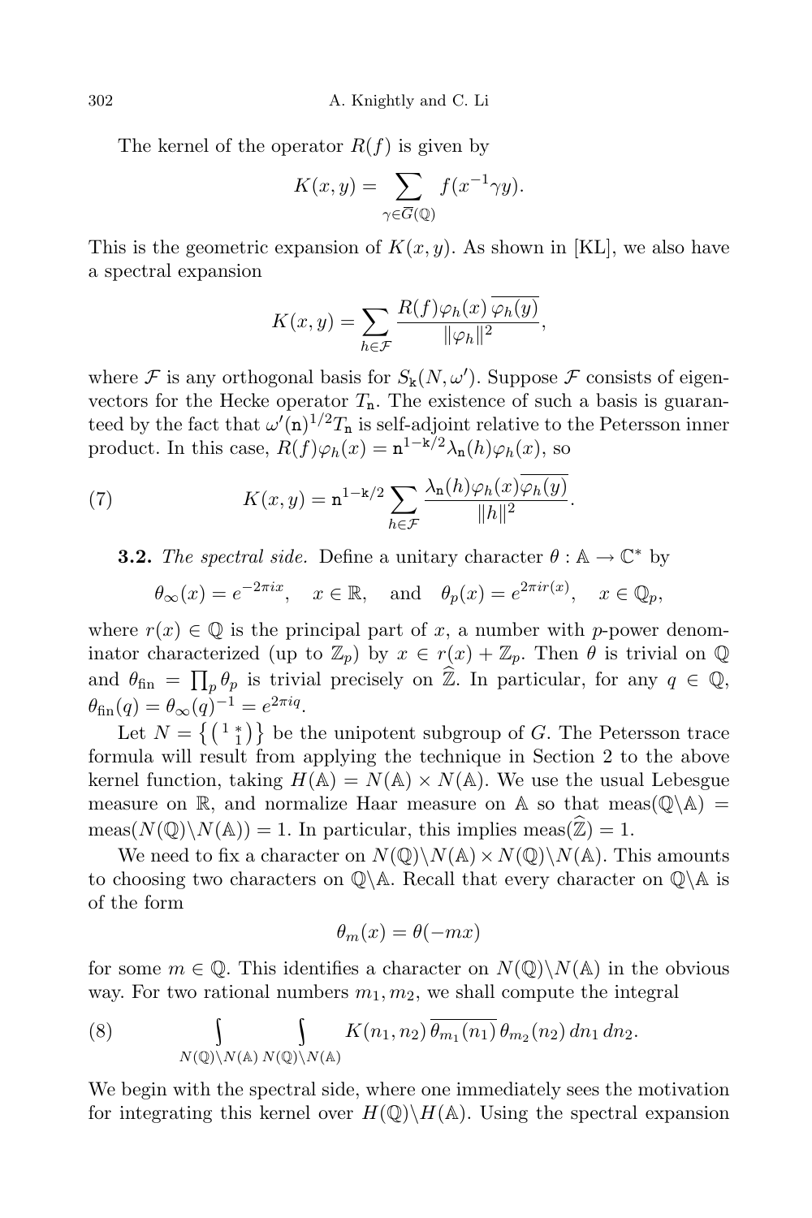The kernel of the operator $R(f)$ is given by

$$K(x,y) = \sum_{\gamma \in \overline{G}(\mathbb{Q})} f(x^{-1}\gamma y).$$

This is the geometric expansion of $K(x,y)$. As shown in [KL], we also have a spectral expansion

$$K(x,y) = \sum_{h \in \mathcal{F}} \frac{R(f)\varphi_h(x)\,\overline{\varphi_h(y)}}{\|\varphi_h\|^2},$$

where $\mathcal{F}$ is any orthogonal basis for $S_{\mathtt{k}}(N,\omega')$. Suppose $\mathcal{F}$ consists of eigenvectors for the Hecke operator $T_{\mathtt{n}}$. The existence of such a basis is guaranteed by the fact that $\omega'(\mathtt{n})^{1/2}T_{\mathtt{n}}$ is self-adjoint relative to the Petersson inner product. In this case, $R(f)\varphi_h(x) = \mathtt{n}^{1-\mathtt{k}/2}\lambda_{\mathtt{n}}(h)\varphi_h(x)$, so

$$K(x,y) = \mathtt{n}^{1-\mathtt{k}/2} \sum_{h\in\mathcal{F}} \frac{\lambda_{\mathtt{n}}(h)\varphi_h(x)\overline{\varphi_h(y)}}{\|h\|^2}. \tag{7}$$

**3.2.** *The spectral side.* Define a unitary character $\theta : \mathbb{A} \to \mathbb{C}^*$ by

$$\theta_\infty(x) = e^{-2\pi i x}, \quad x \in \mathbb{R}, \quad \text{and} \quad \theta_p(x) = e^{2\pi i r(x)}, \quad x \in \mathbb{Q}_p,$$

where $r(x) \in \mathbb{Q}$ is the principal part of $x$, a number with $p$-power denominator characterized (up to $\mathbb{Z}_p$) by $x \in r(x) + \mathbb{Z}_p$. Then $\theta$ is trivial on $\mathbb{Q}$ and $\theta_{\mathrm{fin}} = \prod_p \theta_p$ is trivial precisely on $\widehat{\mathbb{Z}}$. In particular, for any $q \in \mathbb{Q}$, $\theta_{\mathrm{fin}}(q) = \theta_\infty(q)^{-1} = e^{2\pi i q}$.

Let $N = \left\{ \left( \begin{smallmatrix} 1 & * \\ & 1 \end{smallmatrix} \right) \right\}$ be the unipotent subgroup of $G$. The Petersson trace formula will result from applying the technique in Section 2 to the above kernel function, taking $H(\mathbb{A}) = N(\mathbb{A}) \times N(\mathbb{A})$. We use the usual Lebesgue measure on $\mathbb{R}$, and normalize Haar measure on $\mathbb{A}$ so that $\mathrm{meas}(\mathbb{Q}\backslash\mathbb{A}) = \mathrm{meas}(N(\mathbb{Q})\backslash N(\mathbb{A})) = 1$. In particular, this implies $\mathrm{meas}(\widehat{\mathbb{Z}}) = 1$.

We need to fix a character on $N(\mathbb{Q})\backslash N(\mathbb{A}) \times N(\mathbb{Q})\backslash N(\mathbb{A})$. This amounts to choosing two characters on $\mathbb{Q}\backslash\mathbb{A}$. Recall that every character on $\mathbb{Q}\backslash\mathbb{A}$ is of the form

$$\theta_m(x) = \theta(-mx)$$

for some $m \in \mathbb{Q}$. This identifies a character on $N(\mathbb{Q})\backslash N(\mathbb{A})$ in the obvious way. For two rational numbers $m_1, m_2$, we shall compute the integral

$$\int\limits_{N(\mathbb{Q})\backslash N(\mathbb{A})} \int\limits_{N(\mathbb{Q})\backslash N(\mathbb{A})} K(n_1,n_2)\,\overline{\theta_{m_1}(n_1)}\,\theta_{m_2}(n_2)\,dn_1\,dn_2. \tag{8}$$

We begin with the spectral side, where one immediately sees the motivation for integrating this kernel over $H(\mathbb{Q})\backslash H(\mathbb{A})$. Using the spectral expansion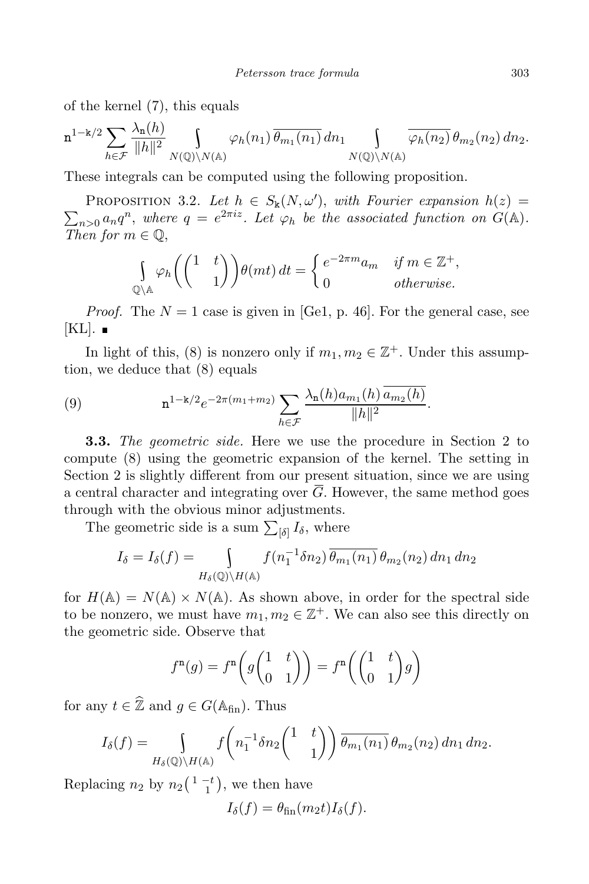of the kernel (7), this equals

$$\mathtt{n}^{1-\mathtt{k}/2} \sum_{h\in\mathcal{F}} \frac{\lambda_{\mathtt{n}}(h)}{\|h\|^2} \int\limits_{N(\mathbb{Q})\backslash N(\mathbb{A})} \varphi_h(n_1)\, \overline{\theta_{m_1}(n_1)}\, dn_1 \int\limits_{N(\mathbb{Q})\backslash N(\mathbb{A})} \overline{\varphi_h(n_2)}\, \theta_{m_2}(n_2)\, dn_2.$$

These integrals can be computed using the following proposition.

Proposition 3.2. *Let $h \in S_{\mathtt{k}}(N,\omega')$, with Fourier expansion $h(z) = \sum_{n>0} a_n q^n$, where $q = e^{2\pi i z}$. Let $\varphi_h$ be the associated function on $G(\mathbb{A})$. Then for $m \in \mathbb{Q}$,*

$$\int\limits_{\mathbb{Q}\backslash\mathbb{A}} \varphi_h\left(\begin{pmatrix} 1 & t \\ & 1 \end{pmatrix}\right) \theta(mt)\, dt = \begin{cases} e^{-2\pi m} a_m & \text{if } m \in \mathbb{Z}^+, \\ 0 & \text{otherwise.} \end{cases}$$

*Proof.* The $N = 1$ case is given in [Ge1, p. 46]. For the general case, see [KL]. ∎

In light of this, (8) is nonzero only if $m_1, m_2 \in \mathbb{Z}^+$. Under this assumption, we deduce that (8) equals

$$\mathtt{n}^{1-\mathtt{k}/2} e^{-2\pi(m_1+m_2)} \sum_{h\in\mathcal{F}} \frac{\lambda_{\mathtt{n}}(h) a_{m_1}(h)\, \overline{a_{m_2}(h)}}{\|h\|^2}. \tag{9}$$

**3.3.** *The geometric side.* Here we use the procedure in Section 2 to compute (8) using the geometric expansion of the kernel. The setting in Section 2 is slightly different from our present situation, since we are using a central character and integrating over $\overline{G}$. However, the same method goes through with the obvious minor adjustments.

The geometric side is a sum $\sum_{[\delta]} I_\delta$, where

$$I_\delta = I_\delta(f) = \int\limits_{H_\delta(\mathbb{Q})\backslash H(\mathbb{A})} f(n_1^{-1}\delta n_2)\, \overline{\theta_{m_1}(n_1)}\, \theta_{m_2}(n_2)\, dn_1\, dn_2$$

for $H(\mathbb{A}) = N(\mathbb{A}) \times N(\mathbb{A})$. As shown above, in order for the spectral side to be nonzero, we must have $m_1, m_2 \in \mathbb{Z}^+$. We can also see this directly on the geometric side. Observe that

$$f^{\mathtt{n}}(g) = f^{\mathtt{n}}\left(g\begin{pmatrix} 1 & t \\ 0 & 1 \end{pmatrix}\right) = f^{\mathtt{n}}\left(\begin{pmatrix} 1 & t \\ 0 & 1 \end{pmatrix} g\right)$$

for any $t \in \widehat{\mathbb{Z}}$ and $g \in G(\mathbb{A}_{\text{fin}})$. Thus

$$I_\delta(f) = \int\limits_{H_\delta(\mathbb{Q})\backslash H(\mathbb{A})} f\left(n_1^{-1}\delta n_2 \begin{pmatrix} 1 & t \\ & 1 \end{pmatrix}\right) \overline{\theta_{m_1}(n_1)}\, \theta_{m_2}(n_2)\, dn_1\, dn_2.$$

Replacing $n_2$ by $n_2\left(\begin{smallmatrix} 1 & -t \\ & 1 \end{smallmatrix}\right)$, we then have

$$I_\delta(f) = \theta_{\text{fin}}(m_2 t) I_\delta(f).$$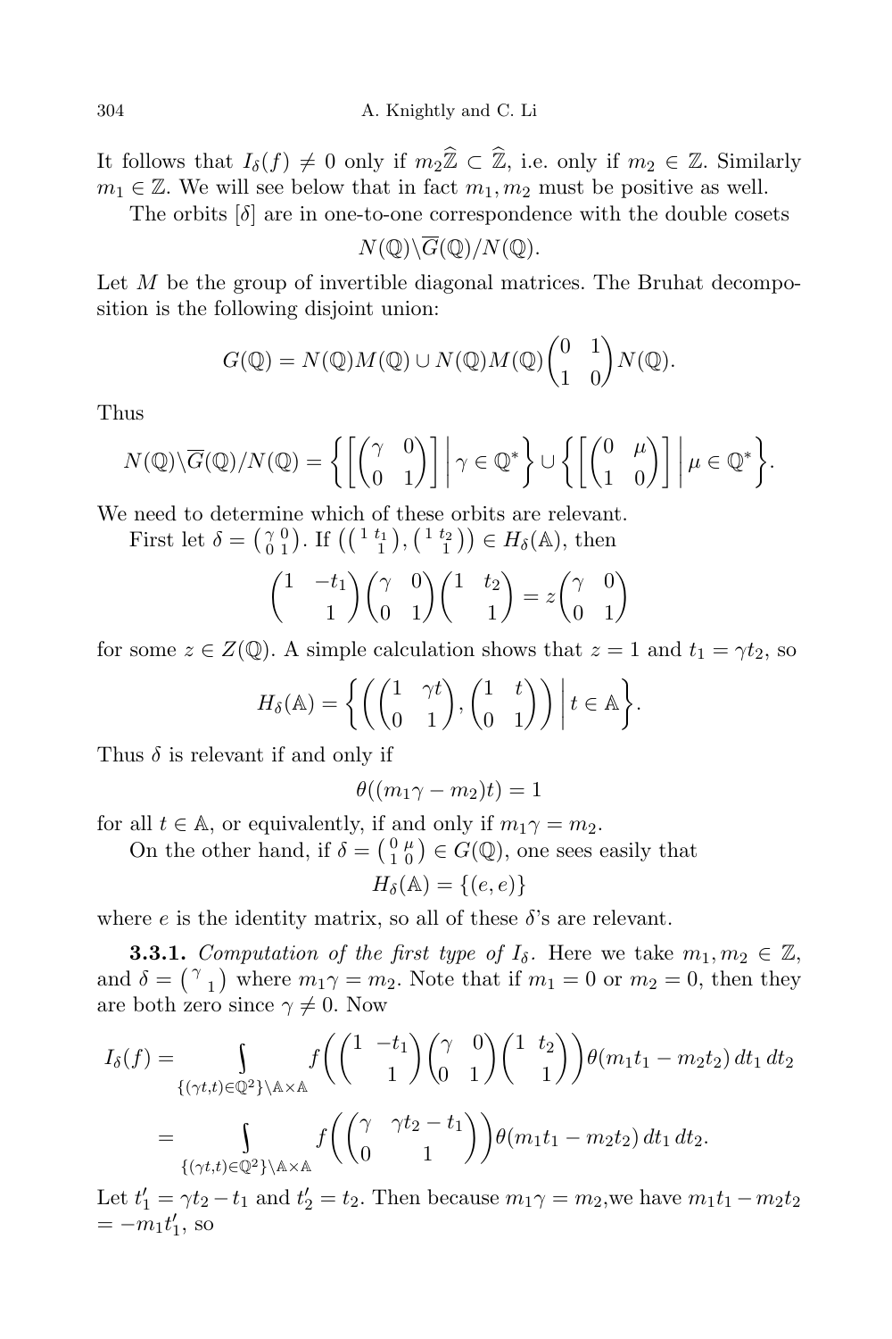It follows that $I_\delta(f) \neq 0$ only if $m_2\widehat{\mathbb{Z}} \subset \widehat{\mathbb{Z}}$, i.e. only if $m_2 \in \mathbb{Z}$. Similarly $m_1 \in \mathbb{Z}$. We will see below that in fact $m_1, m_2$ must be positive as well.

The orbits $[\delta]$ are in one-to-one correspondence with the double cosets

$$N(\mathbb{Q})\backslash \overline{G}(\mathbb{Q})/N(\mathbb{Q}).$$

Let $M$ be the group of invertible diagonal matrices. The Bruhat decomposition is the following disjoint union:

$$G(\mathbb{Q}) = N(\mathbb{Q})M(\mathbb{Q}) \cup N(\mathbb{Q})M(\mathbb{Q})\begin{pmatrix} 0 & 1 \\ 1 & 0 \end{pmatrix} N(\mathbb{Q}).$$

Thus

$$N(\mathbb{Q})\backslash \overline{G}(\mathbb{Q})/N(\mathbb{Q}) = \left\{ \left[ \begin{pmatrix} \gamma & 0 \\ 0 & 1 \end{pmatrix} \right] \,\middle|\, \gamma \in \mathbb{Q}^* \right\} \cup \left\{ \left[ \begin{pmatrix} 0 & \mu \\ 1 & 0 \end{pmatrix} \right] \,\middle|\, \mu \in \mathbb{Q}^* \right\}.$$

We need to determine which of these orbits are relevant.

First let $\delta = \left(\begin{smallmatrix} \gamma & 0 \\ 0 & 1 \end{smallmatrix}\right)$. If $\left(\left(\begin{smallmatrix} 1 & t_1 \\ & 1 \end{smallmatrix}\right), \left(\begin{smallmatrix} 1 & t_2 \\ & 1 \end{smallmatrix}\right)\right) \in H_\delta(\mathbb{A})$, then

$$\begin{pmatrix} 1 & -t_1 \\ & 1 \end{pmatrix}\begin{pmatrix} \gamma & 0 \\ 0 & 1 \end{pmatrix}\begin{pmatrix} 1 & t_2 \\ & 1 \end{pmatrix} = z\begin{pmatrix} \gamma & 0 \\ 0 & 1 \end{pmatrix}$$

for some $z \in Z(\mathbb{Q})$. A simple calculation shows that $z = 1$ and $t_1 = \gamma t_2$, so

$$H_\delta(\mathbb{A}) = \left\{ \left( \begin{pmatrix} 1 & \gamma t \\ 0 & 1 \end{pmatrix}, \begin{pmatrix} 1 & t \\ 0 & 1 \end{pmatrix} \right) \,\middle|\, t \in \mathbb{A} \right\}.$$

Thus $\delta$ is relevant if and only if

$$\theta((m_1\gamma - m_2)t) = 1$$

for all $t \in \mathbb{A}$, or equivalently, if and only if $m_1\gamma = m_2$.

On the other hand, if $\delta = \left(\begin{smallmatrix} 0 & \mu \\ 1 & 0 \end{smallmatrix}\right) \in G(\mathbb{Q})$, one sees easily that

$$H_\delta(\mathbb{A}) = \{(e, e)\}$$

where $e$ is the identity matrix, so all of these $\delta$'s are relevant.

**3.3.1.** *Computation of the first type of $I_\delta$.* Here we take $m_1, m_2 \in \mathbb{Z}$, and $\delta = \left(\begin{smallmatrix} \gamma & \\ & 1 \end{smallmatrix}\right)$ where $m_1\gamma = m_2$. Note that if $m_1 = 0$ or $m_2 = 0$, then they are both zero since $\gamma \neq 0$. Now

$$\begin{aligned} I_\delta(f) &= \int_{\{(\gamma t, t) \in \mathbb{Q}^2\}\backslash \mathbb{A}\times\mathbb{A}} f\left( \begin{pmatrix} 1 & -t_1 \\ & 1 \end{pmatrix}\begin{pmatrix} \gamma & 0 \\ 0 & 1 \end{pmatrix}\begin{pmatrix} 1 & t_2 \\ & 1 \end{pmatrix} \right) \theta(m_1 t_1 - m_2 t_2)\, dt_1\, dt_2 \\ &= \int_{\{(\gamma t, t) \in \mathbb{Q}^2\}\backslash \mathbb{A}\times\mathbb{A}} f\left( \begin{pmatrix} \gamma & \gamma t_2 - t_1 \\ 0 & 1 \end{pmatrix} \right) \theta(m_1 t_1 - m_2 t_2)\, dt_1\, dt_2. \end{aligned}$$

Let $t_1' = \gamma t_2 - t_1$ and $t_2' = t_2$. Then because $m_1\gamma = m_2$, we have $m_1 t_1 - m_2 t_2 = -m_1 t_1'$, so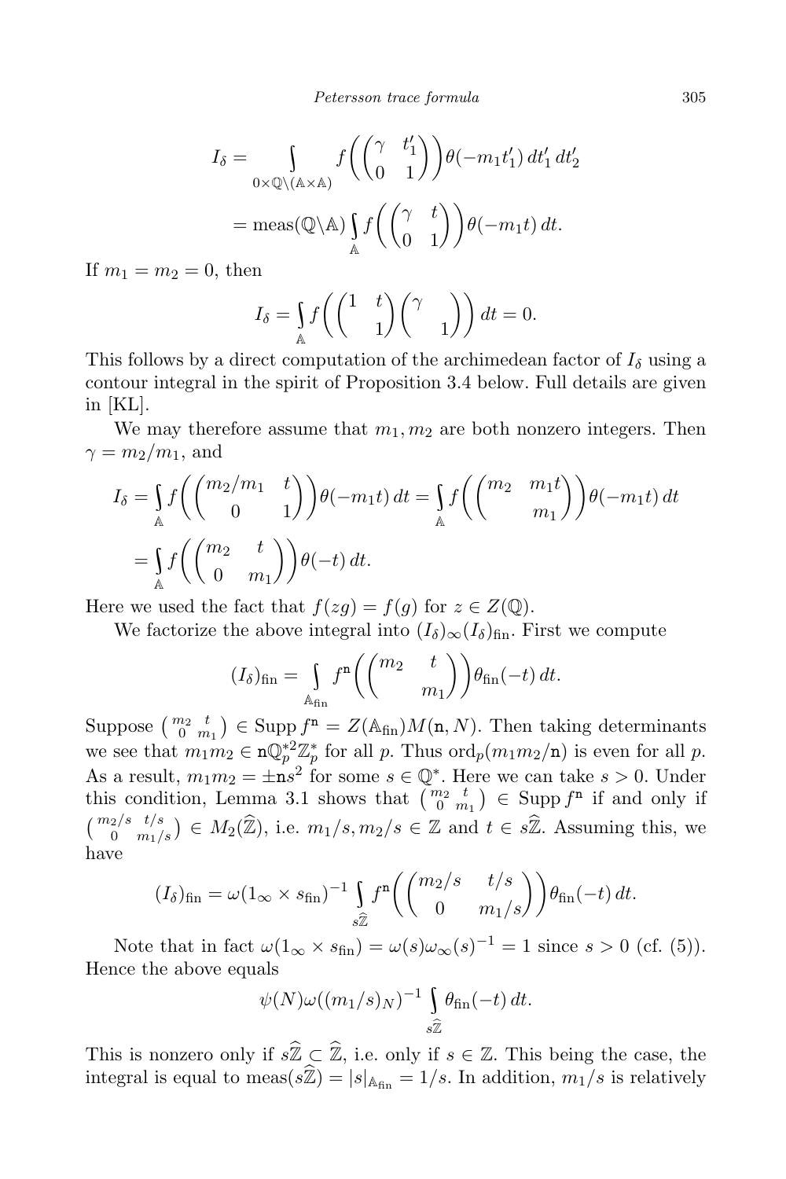$$I_\delta = \int_{0\times\mathbb{Q}\backslash(\mathbb{A}\times\mathbb{A})} f\left(\begin{pmatrix}\gamma & t_1'\\ 0 & 1\end{pmatrix}\right)\theta(-m_1t_1')\,dt_1'\,dt_2'$$
$$= \mathrm{meas}(\mathbb{Q}\backslash\mathbb{A})\int_{\mathbb{A}} f\left(\begin{pmatrix}\gamma & t\\ 0 & 1\end{pmatrix}\right)\theta(-m_1t)\,dt.$$

If $m_1 = m_2 = 0$, then

$$I_\delta = \int_{\mathbb{A}} f\left(\begin{pmatrix}1 & t\\ & 1\end{pmatrix}\begin{pmatrix}\gamma & \\ & 1\end{pmatrix}\right)dt = 0.$$

This follows by a direct computation of the archimedean factor of $I_\delta$ using a contour integral in the spirit of Proposition 3.4 below. Full details are given in [KL].

We may therefore assume that $m_1, m_2$ are both nonzero integers. Then $\gamma = m_2/m_1$, and

$$I_\delta = \int_{\mathbb{A}} f\left(\begin{pmatrix}m_2/m_1 & t\\ 0 & 1\end{pmatrix}\right)\theta(-m_1t)\,dt = \int_{\mathbb{A}} f\left(\begin{pmatrix}m_2 & m_1t\\ & m_1\end{pmatrix}\right)\theta(-m_1t)\,dt$$
$$= \int_{\mathbb{A}} f\left(\begin{pmatrix}m_2 & t\\ 0 & m_1\end{pmatrix}\right)\theta(-t)\,dt.$$

Here we used the fact that $f(zg) = f(g)$ for $z \in Z(\mathbb{Q})$.

We factorize the above integral into $(I_\delta)_\infty(I_\delta)_{\mathrm{fin}}$. First we compute

$$(I_\delta)_{\mathrm{fin}} = \int_{\mathbb{A}_{\mathrm{fin}}} f^{\mathtt{n}}\left(\begin{pmatrix}m_2 & t\\ & m_1\end{pmatrix}\right)\theta_{\mathrm{fin}}(-t)\,dt.$$

Suppose $\left(\begin{smallmatrix}m_2 & t\\ 0 & m_1\end{smallmatrix}\right) \in \mathrm{Supp}\, f^{\mathtt{n}} = Z(\mathbb{A}_{\mathrm{fin}})M(\mathtt{n}, N)$. Then taking determinants we see that $m_1m_2 \in \mathtt{n}\mathbb{Q}_p^{*2}\mathbb{Z}_p^*$ for all $p$. Thus $\mathrm{ord}_p(m_1m_2/\mathtt{n})$ is even for all $p$. As a result, $m_1m_2 = \pm\mathtt{n}s^2$ for some $s \in \mathbb{Q}^*$. Here we can take $s > 0$. Under this condition, Lemma 3.1 shows that $\left(\begin{smallmatrix}m_2 & t\\ 0 & m_1\end{smallmatrix}\right) \in \mathrm{Supp}\, f^{\mathtt{n}}$ if and only if $\left(\begin{smallmatrix}m_2/s & t/s\\ 0 & m_1/s\end{smallmatrix}\right) \in M_2(\widehat{\mathbb{Z}})$, i.e. $m_1/s, m_2/s \in \mathbb{Z}$ and $t \in s\widehat{\mathbb{Z}}$. Assuming this, we have

$$(I_\delta)_{\mathrm{fin}} = \omega(1_\infty \times s_{\mathrm{fin}})^{-1}\int_{s\widehat{\mathbb{Z}}} f^{\mathtt{n}}\left(\begin{pmatrix}m_2/s & t/s\\ 0 & m_1/s\end{pmatrix}\right)\theta_{\mathrm{fin}}(-t)\,dt.$$

Note that in fact $\omega(1_\infty \times s_{\mathrm{fin}}) = \omega(s)\omega_\infty(s)^{-1} = 1$ since $s > 0$ (cf. (5)). Hence the above equals

$$\psi(N)\omega((m_1/s)_N)^{-1}\int_{s\widehat{\mathbb{Z}}} \theta_{\mathrm{fin}}(-t)\,dt.$$

This is nonzero only if $s\widehat{\mathbb{Z}} \subset \widehat{\mathbb{Z}}$, i.e. only if $s \in \mathbb{Z}$. This being the case, the integral is equal to $\mathrm{meas}(s\widehat{\mathbb{Z}}) = |s|_{\mathbb{A}_{\mathrm{fin}}} = 1/s$. In addition, $m_1/s$ is relatively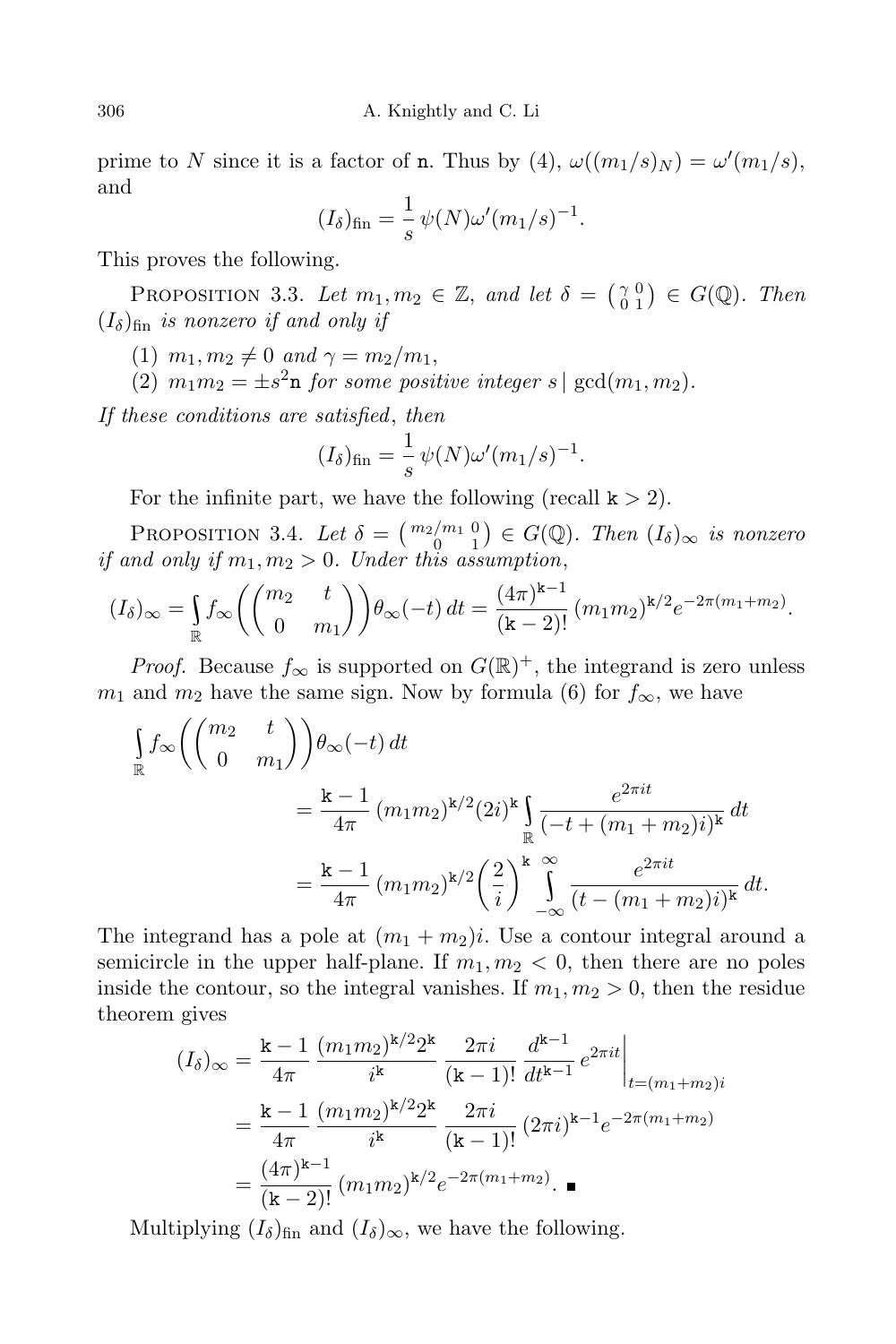prime to $N$ since it is a factor of $\mathtt{n}$. Thus by (4), $\omega((m_1/s)_N) = \omega'(m_1/s)$, and

$$(I_\delta)_{\text{fin}} = \frac{1}{s}\,\psi(N)\omega'(m_1/s)^{-1}.$$

This proves the following.

Proposition 3.3. *Let $m_1, m_2 \in \mathbb{Z}$, and let $\delta = \left(\begin{smallmatrix} \gamma & 0 \\ 0 & 1 \end{smallmatrix}\right) \in G(\mathbb{Q})$. Then $(I_\delta)_{\text{fin}}$ is nonzero if and only if*

(1) *$m_1, m_2 \neq 0$ and $\gamma = m_2/m_1$,*
(2) *$m_1 m_2 = \pm s^2 \mathtt{n}$ for some positive integer $s \mid \gcd(m_1, m_2)$.*

*If these conditions are satisfied, then*

$$(I_\delta)_{\text{fin}} = \frac{1}{s}\,\psi(N)\omega'(m_1/s)^{-1}.$$

For the infinite part, we have the following (recall $\mathtt{k} > 2$).

Proposition 3.4. *Let $\delta = \left(\begin{smallmatrix} m_2/m_1 & 0 \\ 0 & 1 \end{smallmatrix}\right) \in G(\mathbb{Q})$. Then $(I_\delta)_\infty$ is nonzero if and only if $m_1, m_2 > 0$. Under this assumption,*

$$(I_\delta)_\infty = \int_{\mathbb{R}} f_\infty\left(\begin{pmatrix} m_2 & t \\ 0 & m_1 \end{pmatrix}\right)\theta_\infty(-t)\,dt = \frac{(4\pi)^{\mathtt{k}-1}}{(\mathtt{k}-2)!}\,(m_1 m_2)^{\mathtt{k}/2} e^{-2\pi(m_1+m_2)}.$$

*Proof.* Because $f_\infty$ is supported on $G(\mathbb{R})^+$, the integrand is zero unless $m_1$ and $m_2$ have the same sign. Now by formula (6) for $f_\infty$, we have

$$\begin{aligned}
\int_{\mathbb{R}} f_\infty&\left(\begin{pmatrix} m_2 & t \\ 0 & m_1 \end{pmatrix}\right)\theta_\infty(-t)\,dt \\
&= \frac{\mathtt{k}-1}{4\pi}\,(m_1 m_2)^{\mathtt{k}/2}(2i)^{\mathtt{k}} \int_{\mathbb{R}} \frac{e^{2\pi i t}}{(-t + (m_1+m_2)i)^{\mathtt{k}}}\,dt \\
&= \frac{\mathtt{k}-1}{4\pi}\,(m_1 m_2)^{\mathtt{k}/2}\left(\frac{2}{i}\right)^{\mathtt{k}} \int_{-\infty}^{\infty} \frac{e^{2\pi i t}}{(t - (m_1+m_2)i)^{\mathtt{k}}}\,dt.
\end{aligned}$$

The integrand has a pole at $(m_1 + m_2)i$. Use a contour integral around a semicircle in the upper half-plane. If $m_1, m_2 < 0$, then there are no poles inside the contour, so the integral vanishes. If $m_1, m_2 > 0$, then the residue theorem gives

$$\begin{aligned}
(I_\delta)_\infty &= \frac{\mathtt{k}-1}{4\pi}\,\frac{(m_1 m_2)^{\mathtt{k}/2} 2^{\mathtt{k}}}{i^{\mathtt{k}}}\,\frac{2\pi i}{(\mathtt{k}-1)!}\,\frac{d^{\mathtt{k}-1}}{dt^{\mathtt{k}-1}}\,e^{2\pi i t}\bigg|_{t=(m_1+m_2)i} \\
&= \frac{\mathtt{k}-1}{4\pi}\,\frac{(m_1 m_2)^{\mathtt{k}/2} 2^{\mathtt{k}}}{i^{\mathtt{k}}}\,\frac{2\pi i}{(\mathtt{k}-1)!}\,(2\pi i)^{\mathtt{k}-1} e^{-2\pi(m_1+m_2)} \\
&= \frac{(4\pi)^{\mathtt{k}-1}}{(\mathtt{k}-2)!}\,(m_1 m_2)^{\mathtt{k}/2} e^{-2\pi(m_1+m_2)}. \quad \blacksquare
\end{aligned}$$

Multiplying $(I_\delta)_{\text{fin}}$ and $(I_\delta)_\infty$, we have the following.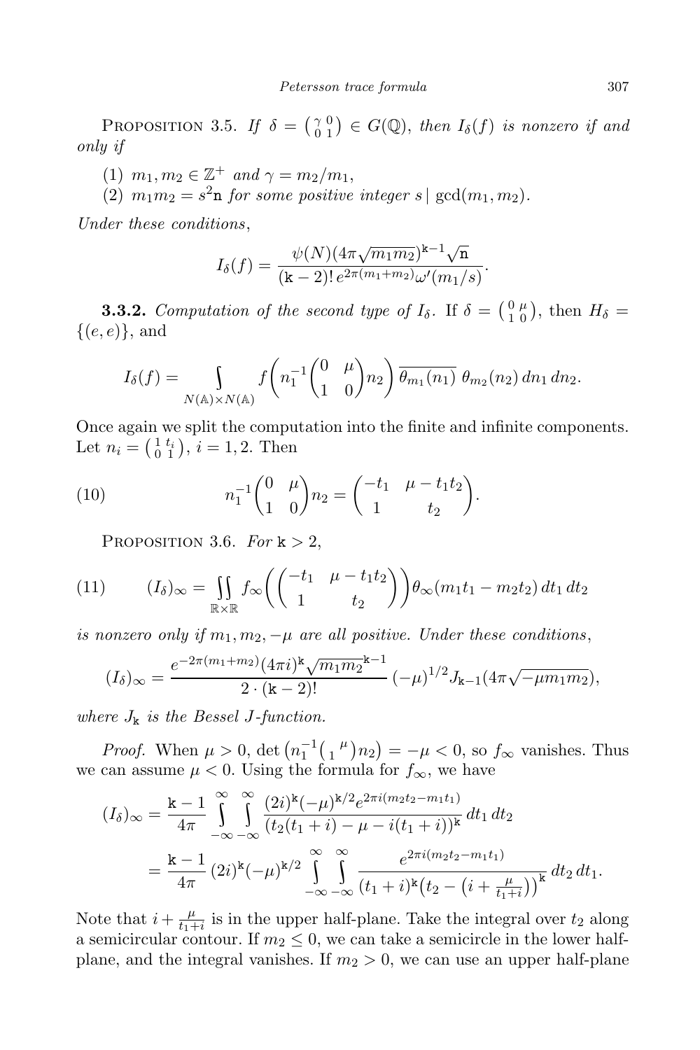PROPOSITION 3.5. *If* $\delta = \left(\begin{smallmatrix} \gamma & 0 \\ 0 & 1 \end{smallmatrix}\right) \in G(\mathbb{Q})$, *then* $I_\delta(f)$ *is nonzero if and only if*

(1) $m_1, m_2 \in \mathbb{Z}^+$ *and* $\gamma = m_2/m_1$,

(2) $m_1 m_2 = s^2 \mathtt{n}$ *for some positive integer* $s \mid \gcd(m_1, m_2)$.

*Under these conditions*,

$$I_\delta(f) = \frac{\psi(N)(4\pi\sqrt{m_1 m_2})^{\mathtt{k}-1}\sqrt{\mathtt{n}}}{(\mathtt{k}-2)!\, e^{2\pi(m_1+m_2)}\omega'(m_1/s)}.$$

**3.3.2.** *Computation of the second type of* $I_\delta$. If $\delta = \left(\begin{smallmatrix} 0 & \mu \\ 1 & 0 \end{smallmatrix}\right)$, then $H_\delta = \{(e,e)\}$, and

$$I_\delta(f) = \int\limits_{N(\mathbb{A})\times N(\mathbb{A})} f\left(n_1^{-1}\begin{pmatrix} 0 & \mu \\ 1 & 0 \end{pmatrix} n_2\right) \overline{\theta_{m_1}(n_1)}\, \theta_{m_2}(n_2)\, dn_1\, dn_2.$$

Once again we split the computation into the finite and infinite components. Let $n_i = \left(\begin{smallmatrix} 1 & t_i \\ 0 & 1 \end{smallmatrix}\right)$, $i = 1, 2$. Then

$$n_1^{-1}\begin{pmatrix} 0 & \mu \\ 1 & 0 \end{pmatrix} n_2 = \begin{pmatrix} -t_1 & \mu - t_1 t_2 \\ 1 & t_2 \end{pmatrix}. \tag{10}$$

PROPOSITION 3.6. *For* $\mathtt{k} > 2$,

$$(I_\delta)_\infty = \iint\limits_{\mathbb{R}\times\mathbb{R}} f_\infty\left(\begin{pmatrix} -t_1 & \mu - t_1 t_2 \\ 1 & t_2 \end{pmatrix}\right)\theta_\infty(m_1 t_1 - m_2 t_2)\, dt_1\, dt_2 \tag{11}$$

*is nonzero only if* $m_1, m_2, -\mu$ *are all positive. Under these conditions*,

$$(I_\delta)_\infty = \frac{e^{-2\pi(m_1+m_2)}(4\pi i)^{\mathtt{k}}\sqrt{m_1 m_2}^{\,\mathtt{k}-1}}{2\cdot(\mathtt{k}-2)!}\,(-\mu)^{1/2} J_{\mathtt{k}-1}(4\pi\sqrt{-\mu m_1 m_2}),$$

*where* $J_{\mathtt{k}}$ *is the Bessel* $J$*-function.*

*Proof.* When $\mu > 0$, $\det\left(n_1^{-1}\left(\begin{smallmatrix} & \mu \\ 1 & \end{smallmatrix}\right) n_2\right) = -\mu < 0$, so $f_\infty$ vanishes. Thus we can assume $\mu < 0$. Using the formula for $f_\infty$, we have

$$\begin{aligned}
(I_\delta)_\infty &= \frac{\mathtt{k}-1}{4\pi}\int_{-\infty}^{\infty}\int_{-\infty}^{\infty} \frac{(2i)^{\mathtt{k}}(-\mu)^{\mathtt{k}/2} e^{2\pi i(m_2 t_2 - m_1 t_1)}}{(t_2(t_1+i) - \mu - i(t_1+i))^{\mathtt{k}}}\, dt_1\, dt_2 \\
&= \frac{\mathtt{k}-1}{4\pi}\,(2i)^{\mathtt{k}}(-\mu)^{\mathtt{k}/2}\int_{-\infty}^{\infty}\int_{-\infty}^{\infty} \frac{e^{2\pi i(m_2 t_2 - m_1 t_1)}}{(t_1+i)^{\mathtt{k}}\big(t_2 - \big(i + \frac{\mu}{t_1+i}\big)\big)^{\mathtt{k}}}\, dt_2\, dt_1.
\end{aligned}$$

Note that $i + \frac{\mu}{t_1+i}$ is in the upper half-plane. Take the integral over $t_2$ along a semicircular contour. If $m_2 \le 0$, we can take a semicircle in the lower half-plane, and the integral vanishes. If $m_2 > 0$, we can use an upper half-plane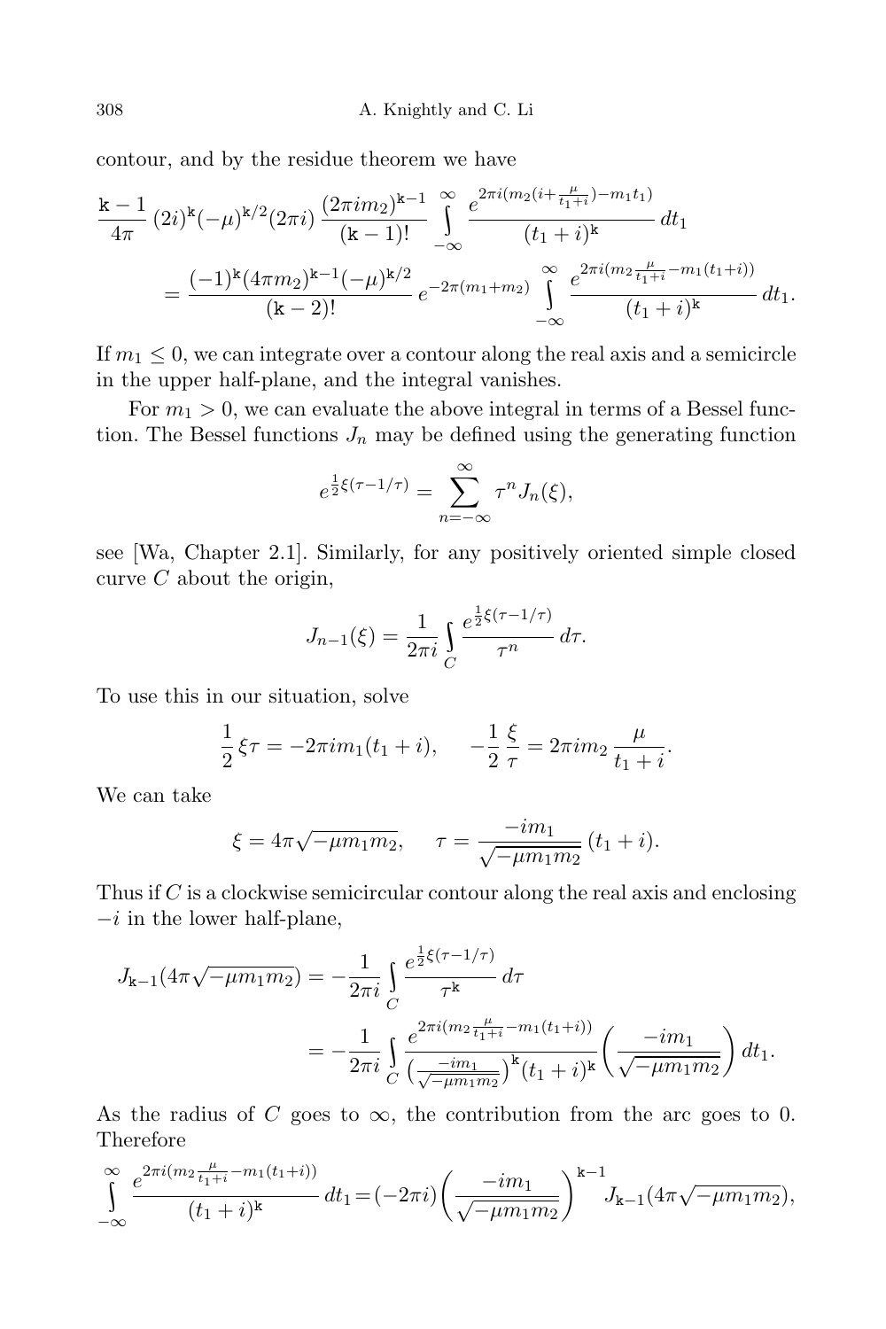contour, and by the residue theorem we have

$$\frac{\mathtt{k}-1}{4\pi}\,(2i)^{\mathtt{k}}(-\mu)^{\mathtt{k}/2}(2\pi i)\,\frac{(2\pi i m_2)^{\mathtt{k}-1}}{(\mathtt{k}-1)!}\int_{-\infty}^{\infty}\frac{e^{2\pi i(m_2(i+\frac{\mu}{t_1+i})-m_1 t_1)}}{(t_1+i)^{\mathtt{k}}}\,dt_1$$

$$=\frac{(-1)^{\mathtt{k}}(4\pi m_2)^{\mathtt{k}-1}(-\mu)^{\mathtt{k}/2}}{(\mathtt{k}-2)!}\,e^{-2\pi(m_1+m_2)}\int_{-\infty}^{\infty}\frac{e^{2\pi i(m_2\frac{\mu}{t_1+i}-m_1(t_1+i))}}{(t_1+i)^{\mathtt{k}}}\,dt_1.$$

If $m_1 \le 0$, we can integrate over a contour along the real axis and a semicircle in the upper half-plane, and the integral vanishes.

For $m_1 > 0$, we can evaluate the above integral in terms of a Bessel function. The Bessel functions $J_n$ may be defined using the generating function

$$e^{\frac{1}{2}\xi(\tau-1/\tau)}=\sum_{n=-\infty}^{\infty}\tau^n J_n(\xi),$$

see [Wa, Chapter 2.1]. Similarly, for any positively oriented simple closed curve $C$ about the origin,

$$J_{n-1}(\xi)=\frac{1}{2\pi i}\int_C\frac{e^{\frac{1}{2}\xi(\tau-1/\tau)}}{\tau^n}\,d\tau.$$

To use this in our situation, solve

$$\frac{1}{2}\,\xi\tau=-2\pi i m_1(t_1+i),\qquad -\frac{1}{2}\,\frac{\xi}{\tau}=2\pi i m_2\,\frac{\mu}{t_1+i}.$$

We can take

$$\xi=4\pi\sqrt{-\mu m_1 m_2},\qquad \tau=\frac{-i m_1}{\sqrt{-\mu m_1 m_2}}\,(t_1+i).$$

Thus if $C$ is a clockwise semicircular contour along the real axis and enclosing $-i$ in the lower half-plane,

$$J_{\mathtt{k}-1}(4\pi\sqrt{-\mu m_1 m_2})=-\frac{1}{2\pi i}\int_C\frac{e^{\frac{1}{2}\xi(\tau-1/\tau)}}{\tau^{\mathtt{k}}}\,d\tau$$

$$=-\frac{1}{2\pi i}\int_C\frac{e^{2\pi i(m_2\frac{\mu}{t_1+i}-m_1(t_1+i))}}{\big(\frac{-im_1}{\sqrt{-\mu m_1 m_2}}\big)^{\mathtt{k}}(t_1+i)^{\mathtt{k}}}\left(\frac{-im_1}{\sqrt{-\mu m_1 m_2}}\right)dt_1.$$

As the radius of $C$ goes to $\infty$, the contribution from the arc goes to 0. Therefore

$$\int_{-\infty}^{\infty}\frac{e^{2\pi i(m_2\frac{\mu}{t_1+i}-m_1(t_1+i))}}{(t_1+i)^{\mathtt{k}}}\,dt_1=(-2\pi i)\left(\frac{-im_1}{\sqrt{-\mu m_1 m_2}}\right)^{\mathtt{k}-1}J_{\mathtt{k}-1}(4\pi\sqrt{-\mu m_1 m_2}),$$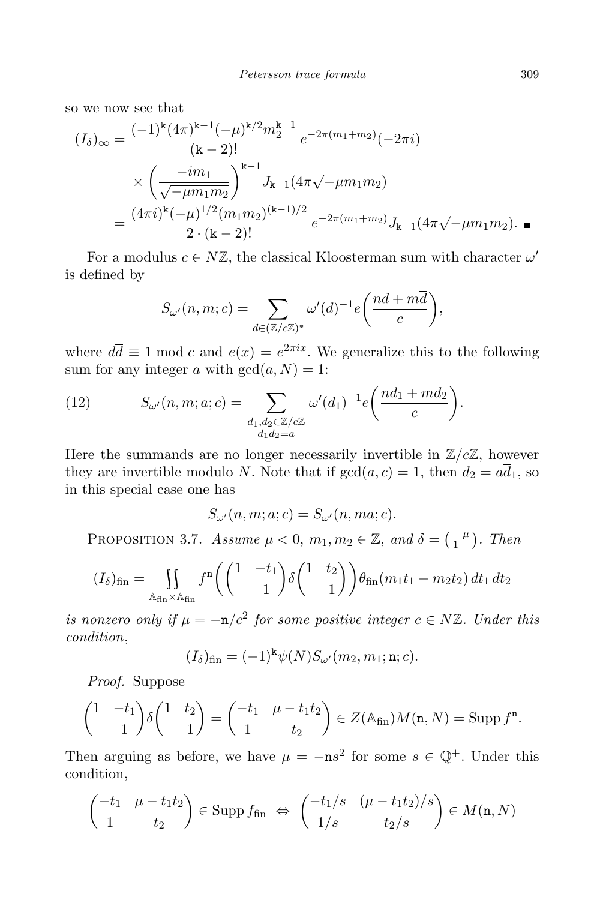so we now see that

$$
\begin{aligned}
(I_\delta)_\infty &= \frac{(-1)^{\mathtt{k}}(4\pi)^{\mathtt{k}-1}(-\mu)^{\mathtt{k}/2} m_2^{\mathtt{k}-1}}{(\mathtt{k}-2)!}\, e^{-2\pi(m_1+m_2)}(-2\pi i) \\
&\quad \times \left(\frac{-im_1}{\sqrt{-\mu m_1 m_2}}\right)^{\mathtt{k}-1} J_{\mathtt{k}-1}(4\pi\sqrt{-\mu m_1 m_2}) \\
&= \frac{(4\pi i)^{\mathtt{k}}(-\mu)^{1/2}(m_1 m_2)^{(\mathtt{k}-1)/2}}{2\cdot(\mathtt{k}-2)!}\, e^{-2\pi(m_1+m_2)} J_{\mathtt{k}-1}(4\pi\sqrt{-\mu m_1 m_2}). \ \blacksquare
\end{aligned}
$$

For a modulus $c \in N\mathbb{Z}$, the classical Kloosterman sum with character $\omega'$ is defined by

$$
S_{\omega'}(n,m;c) = \sum_{d\in(\mathbb{Z}/c\mathbb{Z})^*} \omega'(d)^{-1} e\left(\frac{nd + m\overline{d}}{c}\right),
$$

where $d\overline{d} \equiv 1 \bmod c$ and $e(x) = e^{2\pi i x}$. We generalize this to the following sum for any integer $a$ with $\gcd(a,N) = 1$:

$$
S_{\omega'}(n,m;a;c) = \sum_{\substack{d_1,d_2\in\mathbb{Z}/c\mathbb{Z}\\ d_1 d_2 = a}} \omega'(d_1)^{-1} e\left(\frac{nd_1 + md_2}{c}\right). \tag{12}
$$

Here the summands are no longer necessarily invertible in $\mathbb{Z}/c\mathbb{Z}$, however they are invertible modulo $N$. Note that if $\gcd(a,c) = 1$, then $d_2 = a\overline{d}_1$, so in this special case one has

$$
S_{\omega'}(n,m;a;c) = S_{\omega'}(n,ma;c).
$$

Proposition 3.7. *Assume $\mu < 0$, $m_1, m_2 \in \mathbb{Z}$, and $\delta = \begin{pmatrix} & \mu \\ 1 & \end{pmatrix}$. Then*

$$
(I_\delta)_{\mathrm{fin}} = \iint\limits_{\mathbb{A}_{\mathrm{fin}}\times\mathbb{A}_{\mathrm{fin}}} f^{\mathtt{n}}\left(\begin{pmatrix} 1 & -t_1 \\ & 1 \end{pmatrix} \delta \begin{pmatrix} 1 & t_2 \\ & 1 \end{pmatrix}\right) \theta_{\mathrm{fin}}(m_1 t_1 - m_2 t_2)\, dt_1\, dt_2
$$

*is nonzero only if $\mu = -\mathtt{n}/c^2$ for some positive integer $c \in N\mathbb{Z}$. Under this condition,*

$$
(I_\delta)_{\mathrm{fin}} = (-1)^{\mathtt{k}} \psi(N) S_{\omega'}(m_2, m_1; \mathtt{n}; c).
$$

*Proof.* Suppose

$$
\begin{pmatrix} 1 & -t_1 \\ & 1 \end{pmatrix} \delta \begin{pmatrix} 1 & t_2 \\ & 1 \end{pmatrix} = \begin{pmatrix} -t_1 & \mu - t_1 t_2 \\ 1 & t_2 \end{pmatrix} \in Z(\mathbb{A}_{\mathrm{fin}}) M(\mathtt{n}, N) = \operatorname{Supp} f^{\mathtt{n}}.
$$

Then arguing as before, we have $\mu = -\mathtt{n}s^2$ for some $s \in \mathbb{Q}^+$. Under this condition,

$$
\begin{pmatrix} -t_1 & \mu - t_1 t_2 \\ 1 & t_2 \end{pmatrix} \in \operatorname{Supp} f_{\mathrm{fin}} \ \Leftrightarrow\ \begin{pmatrix} -t_1/s & (\mu - t_1 t_2)/s \\ 1/s & t_2/s \end{pmatrix} \in M(\mathtt{n}, N)
$$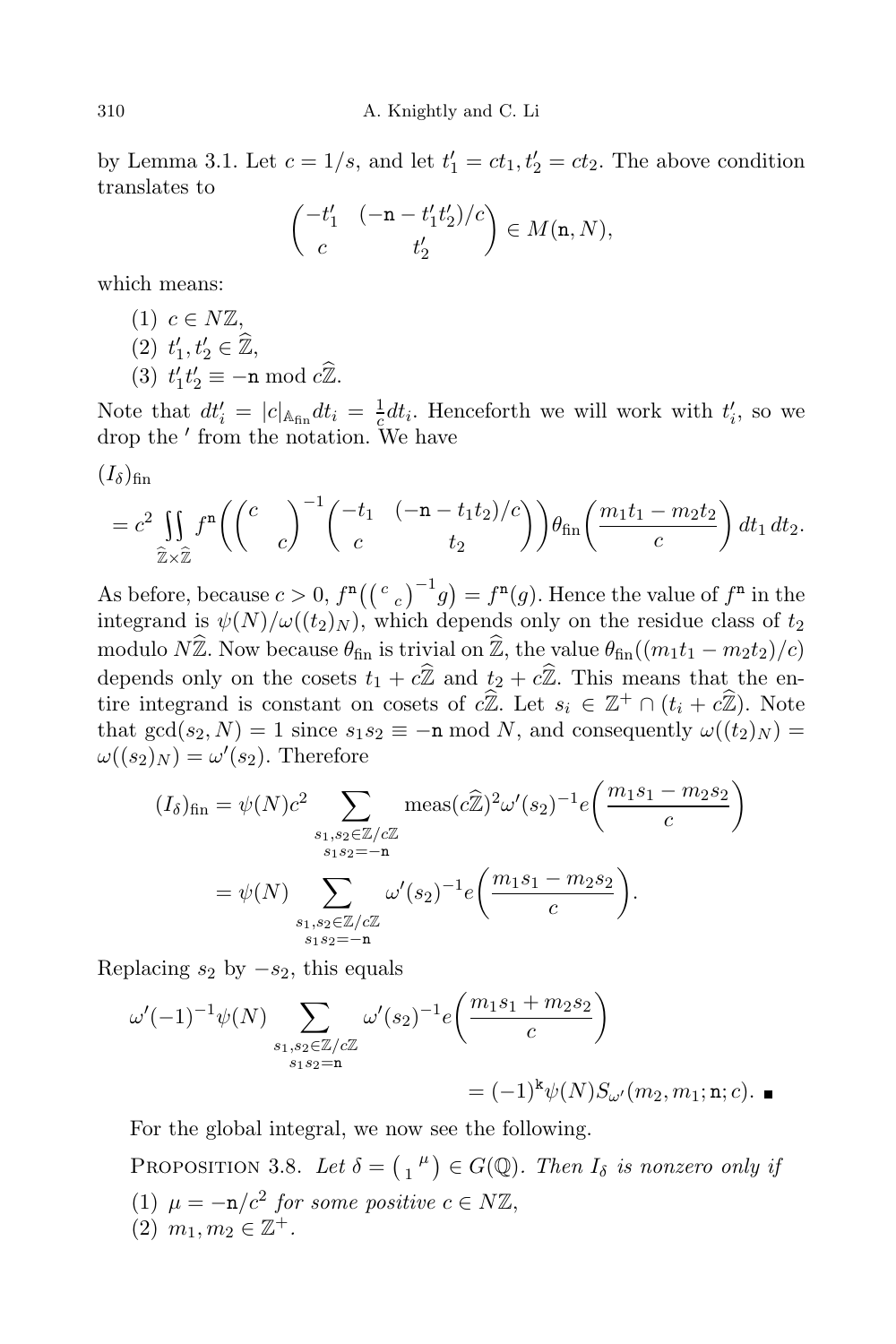by Lemma 3.1. Let $c = 1/s$, and let $t_1' = ct_1, t_2' = ct_2$. The above condition translates to

$$\begin{pmatrix} -t_1' & (-\mathtt{n} - t_1't_2')/c \\ c & t_2' \end{pmatrix} \in M(\mathtt{n}, N),$$

which means:

(1) $c \in N\mathbb{Z}$,
(2) $t_1', t_2' \in \widehat{\mathbb{Z}}$,
(3) $t_1't_2' \equiv -\mathtt{n} \bmod c\widehat{\mathbb{Z}}$.

Note that $dt_i' = |c|_{\mathbb{A}_{\mathrm{fin}}} dt_i = \frac{1}{c} dt_i$. Henceforth we will work with $t_i'$, so we drop the $'$ from the notation. We have

$$(I_\delta)_{\mathrm{fin}}$$
$$= c^2 \iint_{\widehat{\mathbb{Z}}\times\widehat{\mathbb{Z}}} f^{\mathtt{n}}\left(\begin{pmatrix} c & \\ & c \end{pmatrix}^{-1} \begin{pmatrix} -t_1 & (-\mathtt{n} - t_1t_2)/c \\ c & t_2 \end{pmatrix}\right) \theta_{\mathrm{fin}}\left(\frac{m_1t_1 - m_2t_2}{c}\right) dt_1\, dt_2.$$

As before, because $c > 0$, $f^{\mathtt{n}}\big(\left(\begin{smallmatrix} c & \\ & c\end{smallmatrix}\right)^{-1} g\big) = f^{\mathtt{n}}(g)$. Hence the value of $f^{\mathtt{n}}$ in the integrand is $\psi(N)/\omega((t_2)_N)$, which depends only on the residue class of $t_2$ modulo $N\widehat{\mathbb{Z}}$. Now because $\theta_{\mathrm{fin}}$ is trivial on $\widehat{\mathbb{Z}}$, the value $\theta_{\mathrm{fin}}((m_1t_1 - m_2t_2)/c)$ depends only on the cosets $t_1 + c\widehat{\mathbb{Z}}$ and $t_2 + c\widehat{\mathbb{Z}}$. This means that the entire integrand is constant on cosets of $c\widehat{\mathbb{Z}}$. Let $s_i \in \mathbb{Z}^+ \cap (t_i + c\widehat{\mathbb{Z}})$. Note that $\gcd(s_2, N) = 1$ since $s_1s_2 \equiv -\mathtt{n} \bmod N$, and consequently $\omega((t_2)_N) = \omega((s_2)_N) = \omega'(s_2)$. Therefore

$$\begin{aligned}
(I_\delta)_{\mathrm{fin}} &= \psi(N)c^2 \sum_{\substack{s_1,s_2\in\mathbb{Z}/c\mathbb{Z} \\ s_1s_2=-\mathtt{n}}} \mathrm{meas}(c\widehat{\mathbb{Z}})^2 \omega'(s_2)^{-1} e\left(\frac{m_1s_1 - m_2s_2}{c}\right) \\
&= \psi(N) \sum_{\substack{s_1,s_2\in\mathbb{Z}/c\mathbb{Z} \\ s_1s_2=-\mathtt{n}}} \omega'(s_2)^{-1} e\left(\frac{m_1s_1 - m_2s_2}{c}\right).
\end{aligned}$$

Replacing $s_2$ by $-s_2$, this equals

$$\omega'(-1)^{-1}\psi(N) \sum_{\substack{s_1,s_2\in\mathbb{Z}/c\mathbb{Z} \\ s_1s_2=\mathtt{n}}} \omega'(s_2)^{-1} e\left(\frac{m_1s_1 + m_2s_2}{c}\right)$$
$$= (-1)^{\mathtt{k}}\psi(N) S_{\omega'}(m_2, m_1; \mathtt{n}; c). \quad \blacksquare$$

For the global integral, we now see the following.

**Proposition 3.8.** *Let $\delta = \left(\begin{smallmatrix} & \mu \\ 1 & \end{smallmatrix}\right) \in G(\mathbb{Q})$. Then $I_\delta$ is nonzero only if*

*(1) $\mu = -\mathtt{n}/c^2$ for some positive $c \in N\mathbb{Z}$,*
*(2) $m_1, m_2 \in \mathbb{Z}^+$.*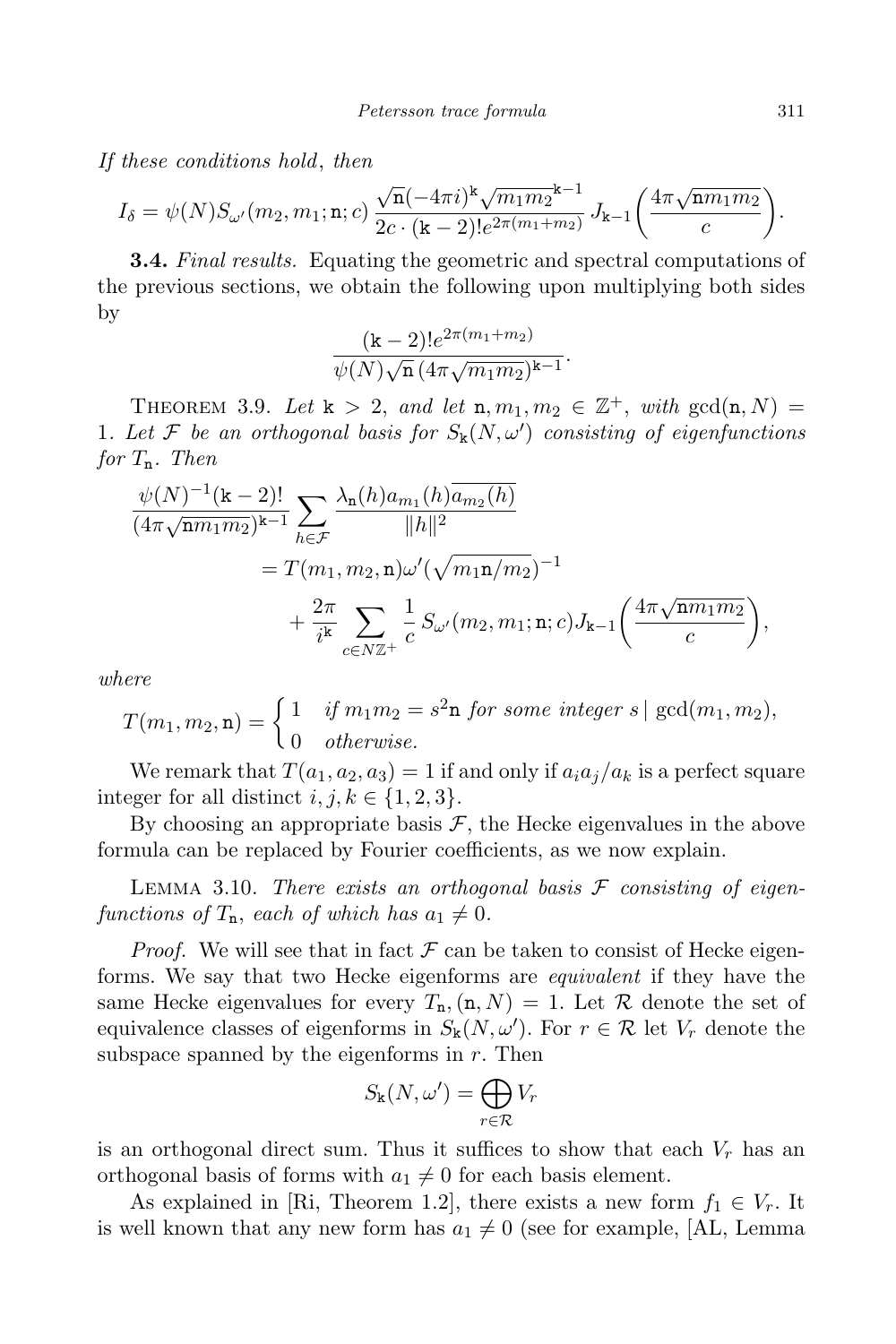*If these conditions hold, then*

$$I_\delta = \psi(N) S_{\omega'}(m_2, m_1; \mathtt{n}; c)\, \frac{\sqrt{\mathtt{n}}(-4\pi i)^{\mathtt{k}} \sqrt{m_1 m_2}^{\,\mathtt{k}-1}}{2c \cdot (\mathtt{k}-2)! e^{2\pi(m_1+m_2)}}\, J_{\mathtt{k}-1}\bigg(\frac{4\pi\sqrt{\mathtt{n} m_1 m_2}}{c}\bigg).$$

**3.4.** *Final results.* Equating the geometric and spectral computations of the previous sections, we obtain the following upon multiplying both sides by

$$\frac{(\mathtt{k}-2)! e^{2\pi(m_1+m_2)}}{\psi(N)\sqrt{\mathtt{n}}\,(4\pi\sqrt{m_1 m_2})^{\mathtt{k}-1}}.$$

Theorem 3.9. *Let $\mathtt{k} > 2$, and let $\mathtt{n}, m_1, m_2 \in \mathbb{Z}^+$, with $\gcd(\mathtt{n}, N) = 1$. Let $\mathcal{F}$ be an orthogonal basis for $S_{\mathtt{k}}(N, \omega')$ consisting of eigenfunctions for $T_{\mathtt{n}}$. Then*

$$\begin{aligned}
\frac{\psi(N)^{-1}(\mathtt{k}-2)!}{(4\pi\sqrt{\mathtt{n} m_1 m_2})^{\mathtt{k}-1}} \sum_{h\in\mathcal{F}} \frac{\lambda_{\mathtt{n}}(h) a_{m_1}(h)\overline{a_{m_2}(h)}}{\|h\|^2}
&= T(m_1, m_2, \mathtt{n})\omega'(\sqrt{m_1 \mathtt{n}/m_2})^{-1} \\
&\quad + \frac{2\pi}{i^{\mathtt{k}}} \sum_{c\in N\mathbb{Z}^+} \frac{1}{c}\, S_{\omega'}(m_2, m_1; \mathtt{n}; c) J_{\mathtt{k}-1}\bigg(\frac{4\pi\sqrt{\mathtt{n} m_1 m_2}}{c}\bigg),
\end{aligned}$$

*where*

$$T(m_1, m_2, \mathtt{n}) = \begin{cases} 1 & \text{if } m_1 m_2 = s^2 \mathtt{n} \text{ for some integer } s \mid \gcd(m_1, m_2), \\ 0 & \text{otherwise.} \end{cases}$$

We remark that $T(a_1, a_2, a_3) = 1$ if and only if $a_i a_j / a_k$ is a perfect square integer for all distinct $i, j, k \in \{1, 2, 3\}$.

By choosing an appropriate basis $\mathcal{F}$, the Hecke eigenvalues in the above formula can be replaced by Fourier coefficients, as we now explain.

Lemma 3.10. *There exists an orthogonal basis $\mathcal{F}$ consisting of eigenfunctions of $T_{\mathtt{n}}$, each of which has $a_1 \neq 0$.*

*Proof.* We will see that in fact $\mathcal{F}$ can be taken to consist of Hecke eigenforms. We say that two Hecke eigenforms are *equivalent* if they have the same Hecke eigenvalues for every $T_{\mathtt{n}}, (\mathtt{n}, N) = 1$. Let $\mathcal{R}$ denote the set of equivalence classes of eigenforms in $S_{\mathtt{k}}(N, \omega')$. For $r \in \mathcal{R}$ let $V_r$ denote the subspace spanned by the eigenforms in $r$. Then

$$S_{\mathtt{k}}(N, \omega') = \bigoplus_{r\in\mathcal{R}} V_r$$

is an orthogonal direct sum. Thus it suffices to show that each $V_r$ has an orthogonal basis of forms with $a_1 \neq 0$ for each basis element.

As explained in [Ri, Theorem 1.2], there exists a new form $f_1 \in V_r$. It is well known that any new form has $a_1 \neq 0$ (see for example, [AL, Lemma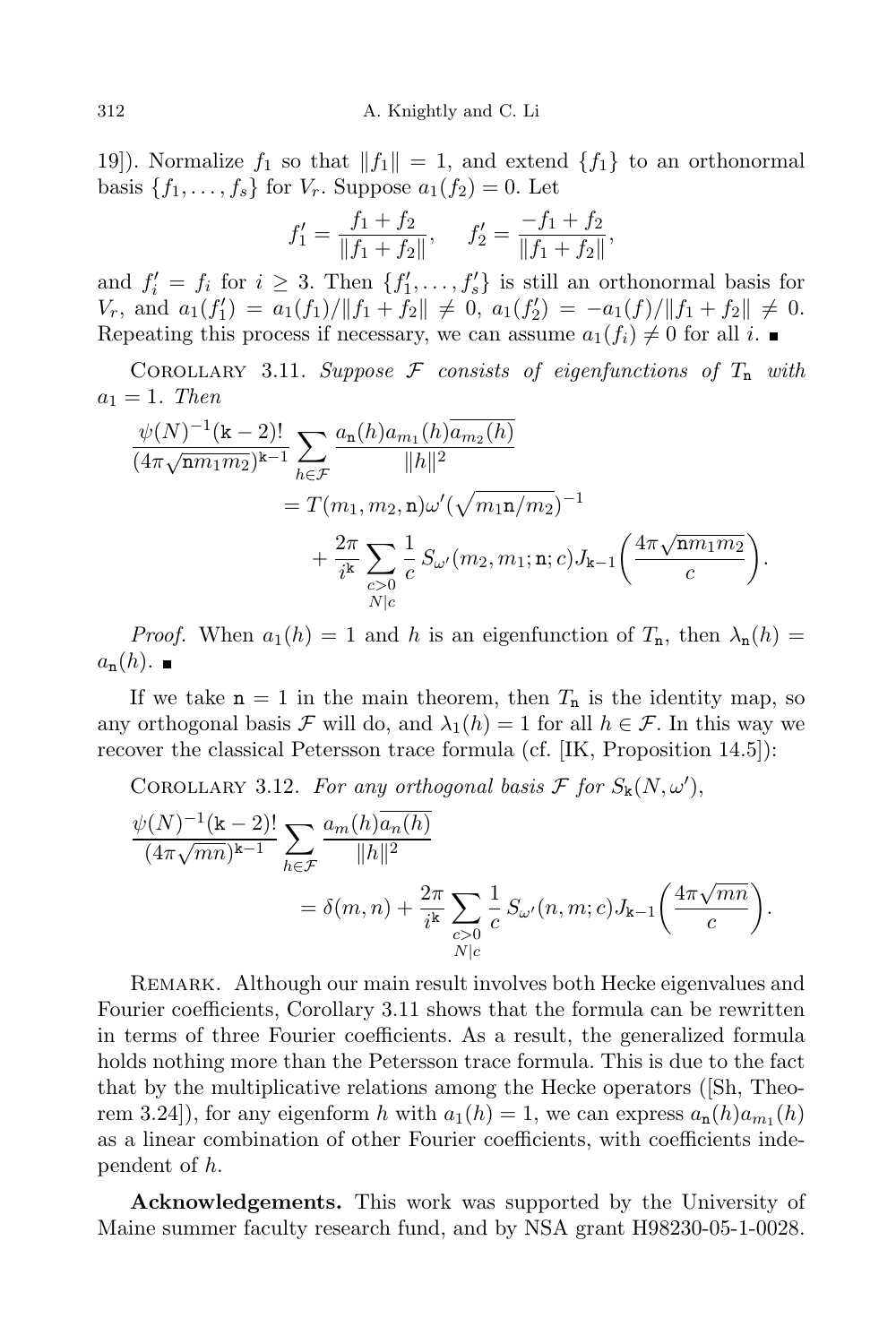19]). Normalize $f_1$ so that $\|f_1\| = 1$, and extend $\{f_1\}$ to an orthonormal basis $\{f_1, \ldots, f_s\}$ for $V_r$. Suppose $a_1(f_2) = 0$. Let

$$f_1' = \frac{f_1 + f_2}{\|f_1 + f_2\|}, \quad f_2' = \frac{-f_1 + f_2}{\|f_1 + f_2\|},$$

and $f_i' = f_i$ for $i \geq 3$. Then $\{f_1', \ldots, f_s'\}$ is still an orthonormal basis for $V_r$, and $a_1(f_1') = a_1(f_1)/\|f_1 + f_2\| \neq 0$, $a_1(f_2') = -a_1(f)/\|f_1 + f_2\| \neq 0$. Repeating this process if necessary, we can assume $a_1(f_i) \neq 0$ for all $i$. ∎

Corollary 3.11. *Suppose $\mathcal{F}$ consists of eigenfunctions of $T_{\mathtt{n}}$ with $a_1 = 1$. Then*

$$\begin{aligned}\frac{\psi(N)^{-1}(\mathtt{k}-2)!}{(4\pi\sqrt{\mathtt{n}m_1m_2})^{\mathtt{k}-1}} \sum_{h\in\mathcal{F}} \frac{a_{\mathtt{n}}(h)a_{m_1}(h)\overline{a_{m_2}(h)}}{\|h\|^2} &= T(m_1, m_2, \mathtt{n})\omega'(\sqrt{m_1\mathtt{n}/m_2})^{-1} \\ &\quad + \frac{2\pi}{i^{\mathtt{k}}} \sum_{\substack{c>0\\ N|c}} \frac{1}{c} S_{\omega'}(m_2, m_1; \mathtt{n}; c) J_{\mathtt{k}-1}\left(\frac{4\pi\sqrt{\mathtt{n}m_1m_2}}{c}\right).\end{aligned}$$

*Proof.* When $a_1(h) = 1$ and $h$ is an eigenfunction of $T_{\mathtt{n}}$, then $\lambda_{\mathtt{n}}(h) = a_{\mathtt{n}}(h)$. ∎

If we take $\mathtt{n} = 1$ in the main theorem, then $T_{\mathtt{n}}$ is the identity map, so any orthogonal basis $\mathcal{F}$ will do, and $\lambda_1(h) = 1$ for all $h \in \mathcal{F}$. In this way we recover the classical Petersson trace formula (cf. [IK, Proposition 14.5]):

Corollary 3.12. *For any orthogonal basis $\mathcal{F}$ for $S_{\mathtt{k}}(N, \omega')$,*

$$\begin{aligned}\frac{\psi(N)^{-1}(\mathtt{k}-2)!}{(4\pi\sqrt{mn})^{\mathtt{k}-1}} \sum_{h\in\mathcal{F}} \frac{a_m(h)\overline{a_n(h)}}{\|h\|^2} &= \delta(m,n) + \frac{2\pi}{i^{\mathtt{k}}} \sum_{\substack{c>0\\ N|c}} \frac{1}{c} S_{\omega'}(n, m; c) J_{\mathtt{k}-1}\left(\frac{4\pi\sqrt{mn}}{c}\right).\end{aligned}$$

Remark. Although our main result involves both Hecke eigenvalues and Fourier coefficients, Corollary 3.11 shows that the formula can be rewritten in terms of three Fourier coefficients. As a result, the generalized formula holds nothing more than the Petersson trace formula. This is due to the fact that by the multiplicative relations among the Hecke operators ([Sh, Theorem 3.24]), for any eigenform $h$ with $a_1(h) = 1$, we can express $a_{\mathtt{n}}(h)a_{m_1}(h)$ as a linear combination of other Fourier coefficients, with coefficients independent of $h$.

**Acknowledgements.** This work was supported by the University of Maine summer faculty research fund, and by NSA grant H98230-05-1-0028.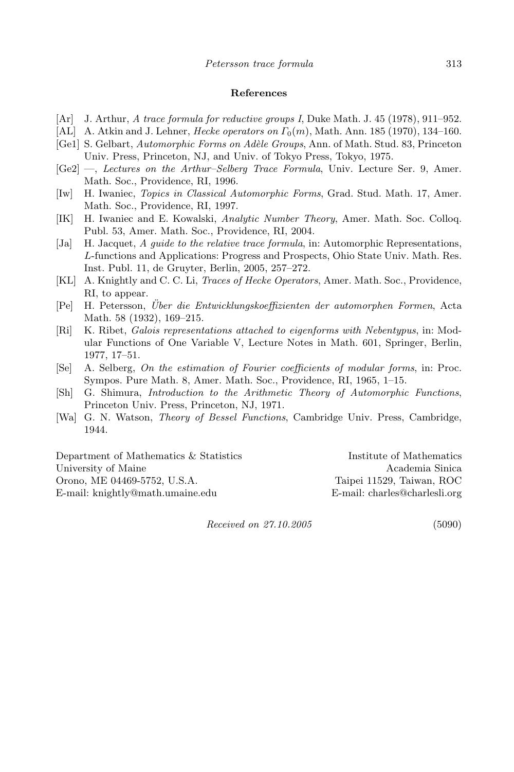## References

[Ar] J. Arthur, *A trace formula for reductive groups I*, Duke Math. J. 45 (1978), 911–952.

[AL] A. Atkin and J. Lehner, *Hecke operators on $\Gamma_0(m)$*, Math. Ann. 185 (1970), 134–160.

[Ge1] S. Gelbart, *Automorphic Forms on Adèle Groups*, Ann. of Math. Stud. 83, Princeton Univ. Press, Princeton, NJ, and Univ. of Tokyo Press, Tokyo, 1975.

[Ge2] —, *Lectures on the Arthur–Selberg Trace Formula*, Univ. Lecture Ser. 9, Amer. Math. Soc., Providence, RI, 1996.

[Iw] H. Iwaniec, *Topics in Classical Automorphic Forms*, Grad. Stud. Math. 17, Amer. Math. Soc., Providence, RI, 1997.

[IK] H. Iwaniec and E. Kowalski, *Analytic Number Theory*, Amer. Math. Soc. Colloq. Publ. 53, Amer. Math. Soc., Providence, RI, 2004.

[Ja] H. Jacquet, *A guide to the relative trace formula*, in: Automorphic Representations, $L$-functions and Applications: Progress and Prospects, Ohio State Univ. Math. Res. Inst. Publ. 11, de Gruyter, Berlin, 2005, 257–272.

[KL] A. Knightly and C. C. Li, *Traces of Hecke Operators*, Amer. Math. Soc., Providence, RI, to appear.

[Pe] H. Petersson, *Über die Entwicklungskoeffizienten der automorphen Formen*, Acta Math. 58 (1932), 169–215.

[Ri] K. Ribet, *Galois representations attached to eigenforms with Nebentypus*, in: Modular Functions of One Variable V, Lecture Notes in Math. 601, Springer, Berlin, 1977, 17–51.

[Se] A. Selberg, *On the estimation of Fourier coefficients of modular forms*, in: Proc. Sympos. Pure Math. 8, Amer. Math. Soc., Providence, RI, 1965, 1–15.

[Sh] G. Shimura, *Introduction to the Arithmetic Theory of Automorphic Functions*, Princeton Univ. Press, Princeton, NJ, 1971.

[Wa] G. N. Watson, *Theory of Bessel Functions*, Cambridge Univ. Press, Cambridge, 1944.

Department of Mathematics & Statistics
University of Maine
Orono, ME 04469-5752, U.S.A.
E-mail: knightly@math.umaine.edu

Institute of Mathematics
Academia Sinica
Taipei 11529, Taiwan, ROC
E-mail: charles@charlesli.org

*Received on 27.10.2005* (5090)